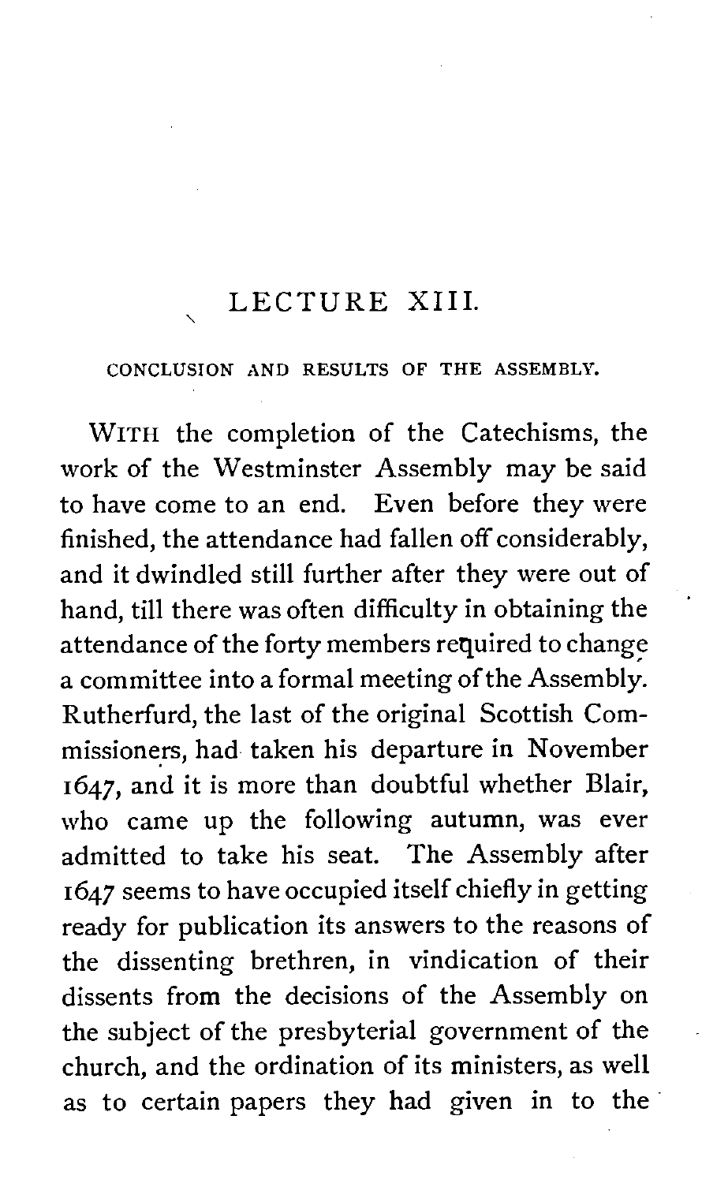# LECTURE XIII.

## CONCLUSION AND RESULTS OF THE ASSEMBLY.

WITH the completion of the Catechisms, the work of the Westminster Assembly may be said to have come to an end. Even before they were finished, the attendance had fallen off considerably, and it dwindled still further after they were out of hand, till there was often difficulty in obtaining the attendance of the forty members required to change a committee into a formal meeting of the Assembly. Rutherfurd, the last of the original Scottish Commissioners, had taken his departure in November 1647, and it is more than doubtful whether Blair, who came up the following autumn, was ever admitted to take his seat. The Assembly after 1647 seems to have occupied itself chiefly in getting ready for publication its answers to the reasons of the dissenting brethren, in vindication of their dissents from the decisions of the Assembly on the subject of the presbyterial government of the church, and the ordination of its ministers, as well as to certain papers they had given in to the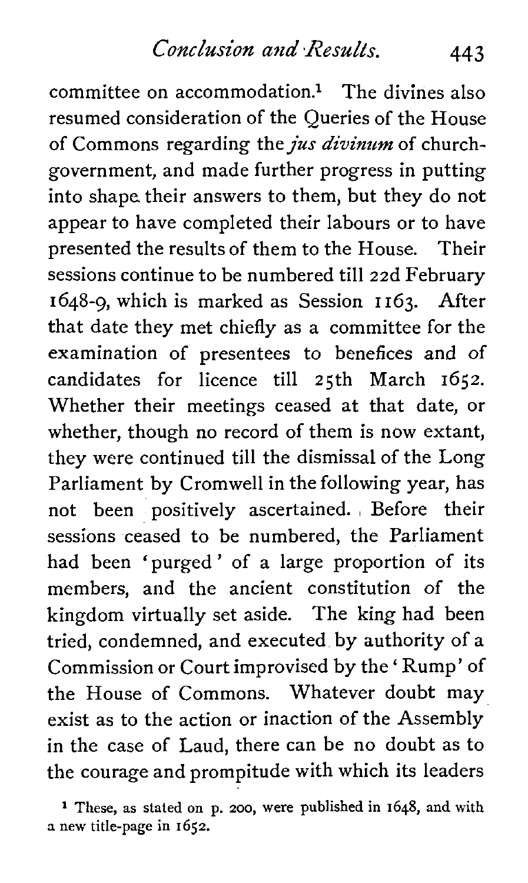committee on accommodation.[1] The divines also resumed consideration of the Queries of the House of Commons regarding the *jus divinum* of church-government, and made further progress in putting into shape their answers to them, but they do not appear to have completed their labours or to have presented the results of them to the House. Their sessions continue to be numbered till 22d February 1648-9, which is marked as Session 1163. After that date they met chiefly as a committee for the examination of presentees to benefices and of candidates for licence till 25th March 1652. Whether their meetings ceased at that date, or whether, though no record of them is now extant, they were continued till the dismissal of the Long Parliament by Cromwell in the following year, has not been positively ascertained. Before their sessions ceased to be numbered, the Parliament had been 'purged' of a large proportion of its members, and the ancient constitution of the kingdom virtually set aside. The king had been tried, condemned, and executed by authority of a Commission or Court improvised by the 'Rump' of the House of Commons. Whatever doubt may exist as to the action or inaction of the Assembly in the case of Laud, there can be no doubt as to the courage and prompitude with which its leaders

[1] These, as stated on p. 200, were published in 1648, and with a new title-page in 1652.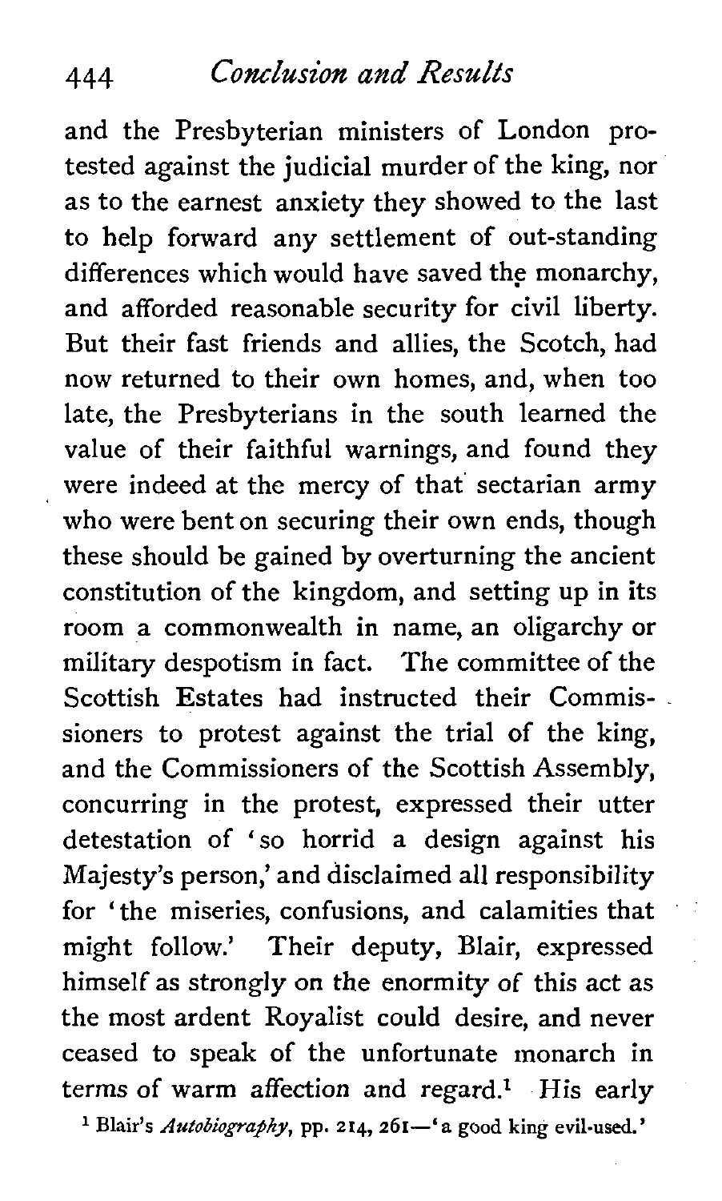and the Presbyterian ministers of London protested against the judicial murder of the king, nor as to the earnest anxiety they showed to the last to help forward any settlement of out-standing differences which would have saved the monarchy, and afforded reasonable security for civil liberty. But their fast friends and allies, the Scotch, had now returned to their own homes, and, when too late, the Presbyterians in the south learned the value of their faithful warnings, and found they were indeed at the mercy of that sectarian army who were bent on securing their own ends, though these should be gained by overturning the ancient constitution of the kingdom, and setting up in its room a commonwealth in name, an oligarchy or military despotism in fact. The committee of the Scottish Estates had instructed their Commissioners to protest against the trial of the king, and the Commissioners of the Scottish Assembly, concurring in the protest, expressed their utter detestation of 'so horrid a design against his Majesty's person,' and disclaimed all responsibility for 'the miseries, confusions, and calamities that might follow.' Their deputy, Blair, expressed himself as strongly on the enormity of this act as the most ardent Royalist could desire, and never ceased to speak of the unfortunate monarch in terms of warm affection and regard.[1] His early

[1] Blair's *Autobiography*, pp. 214, 261—'a good king evil-used.'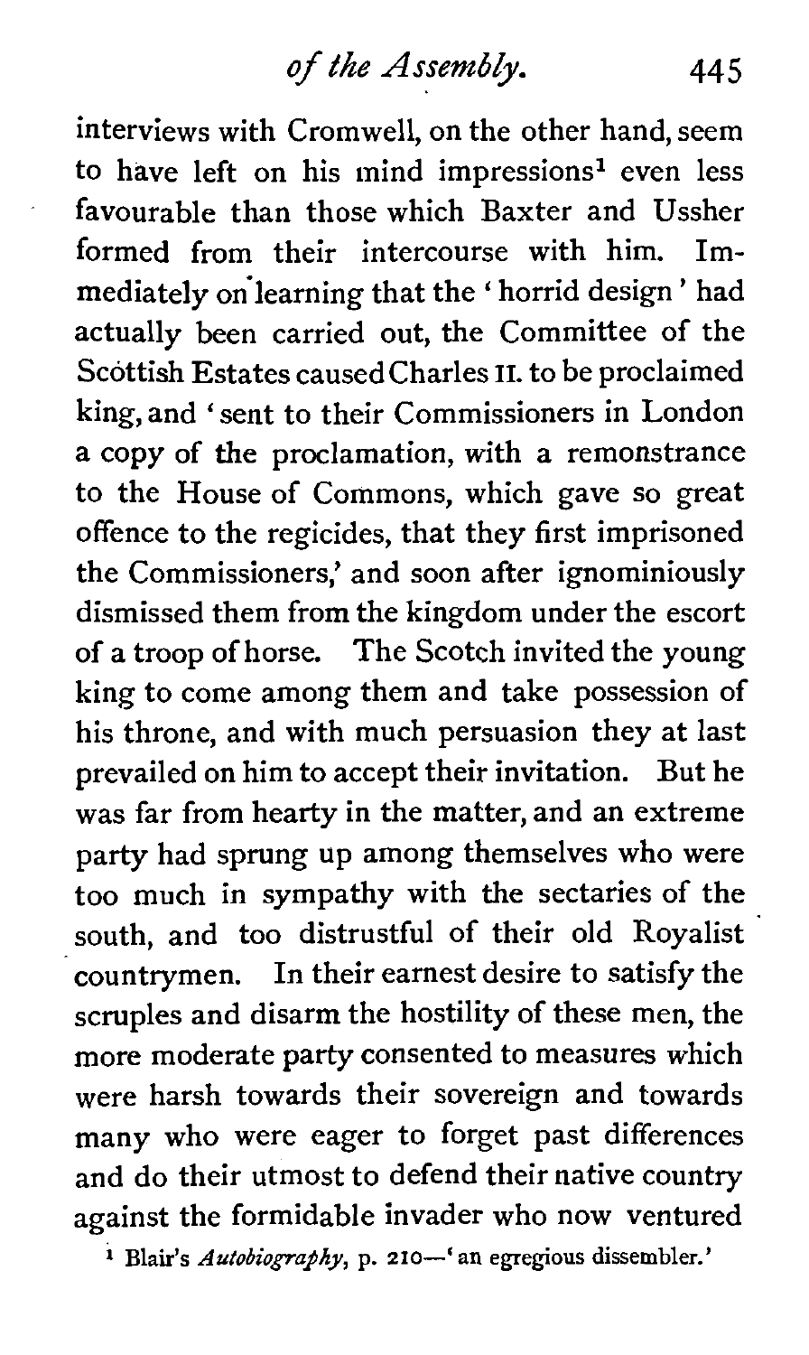interviews with Cromwell, on the other hand, seem to have left on his mind impressions[1] even less favourable than those which Baxter and Ussher formed from their intercourse with him. Immediately on learning that the 'horrid design' had actually been carried out, the Committee of the Scottish Estates caused Charles II. to be proclaimed king, and 'sent to their Commissioners in London a copy of the proclamation, with a remonstrance to the House of Commons, which gave so great offence to the regicides, that they first imprisoned the Commissioners,' and soon after ignominiously dismissed them from the kingdom under the escort of a troop of horse. The Scotch invited the young king to come among them and take possession of his throne, and with much persuasion they at last prevailed on him to accept their invitation. But he was far from hearty in the matter, and an extreme party had sprung up among themselves who were too much in sympathy with the sectaries of the south, and too distrustful of their old Royalist countrymen. In their earnest desire to satisfy the scruples and disarm the hostility of these men, the more moderate party consented to measures which were harsh towards their sovereign and towards many who were eager to forget past differences and do their utmost to defend their native country against the formidable invader who now ventured

[1] Blair's *Autobiography*, p. 210—'an egregious dissembler.'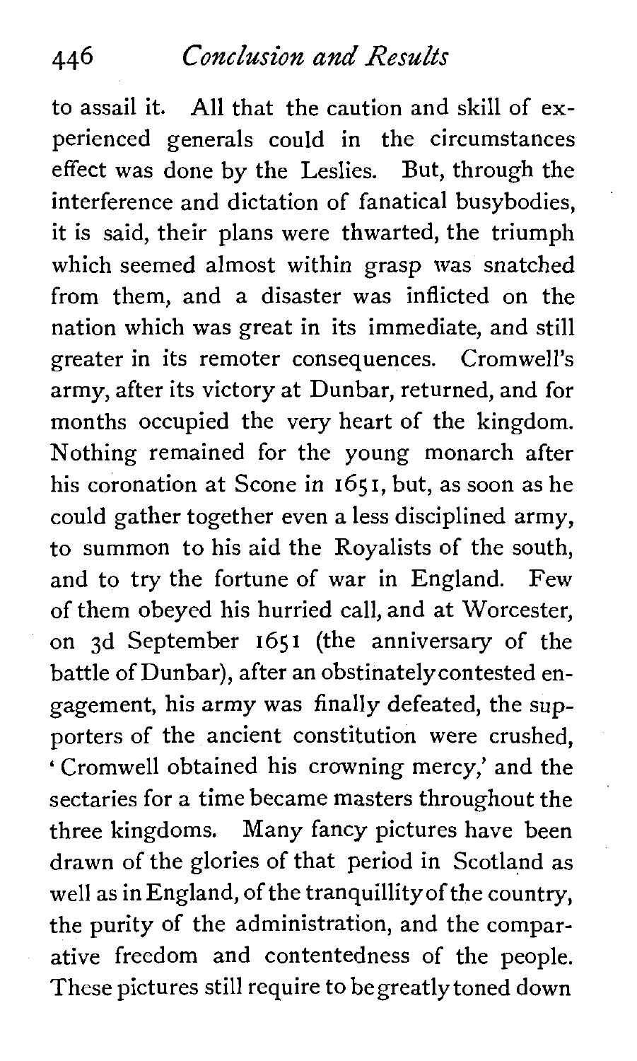to assail it. All that the caution and skill of experienced generals could in the circumstances effect was done by the Leslies. But, through the interference and dictation of fanatical busybodies, it is said, their plans were thwarted, the triumph which seemed almost within grasp was snatched from them, and a disaster was inflicted on the nation which was great in its immediate, and still greater in its remoter consequences. Cromwell's army, after its victory at Dunbar, returned, and for months occupied the very heart of the kingdom. Nothing remained for the young monarch after his coronation at Scone in 1651, but, as soon as he could gather together even a less disciplined army, to summon to his aid the Royalists of the south, and to try the fortune of war in England. Few of them obeyed his hurried call, and at Worcester, on 3d September 1651 (the anniversary of the battle of Dunbar), after an obstinately contested engagement, his army was finally defeated, the supporters of the ancient constitution were crushed, 'Cromwell obtained his crowning mercy,' and the sectaries for a time became masters throughout the three kingdoms. Many fancy pictures have been drawn of the glories of that period in Scotland as well as in England, of the tranquillity of the country, the purity of the administration, and the comparative freedom and contentedness of the people. These pictures still require to be greatly toned down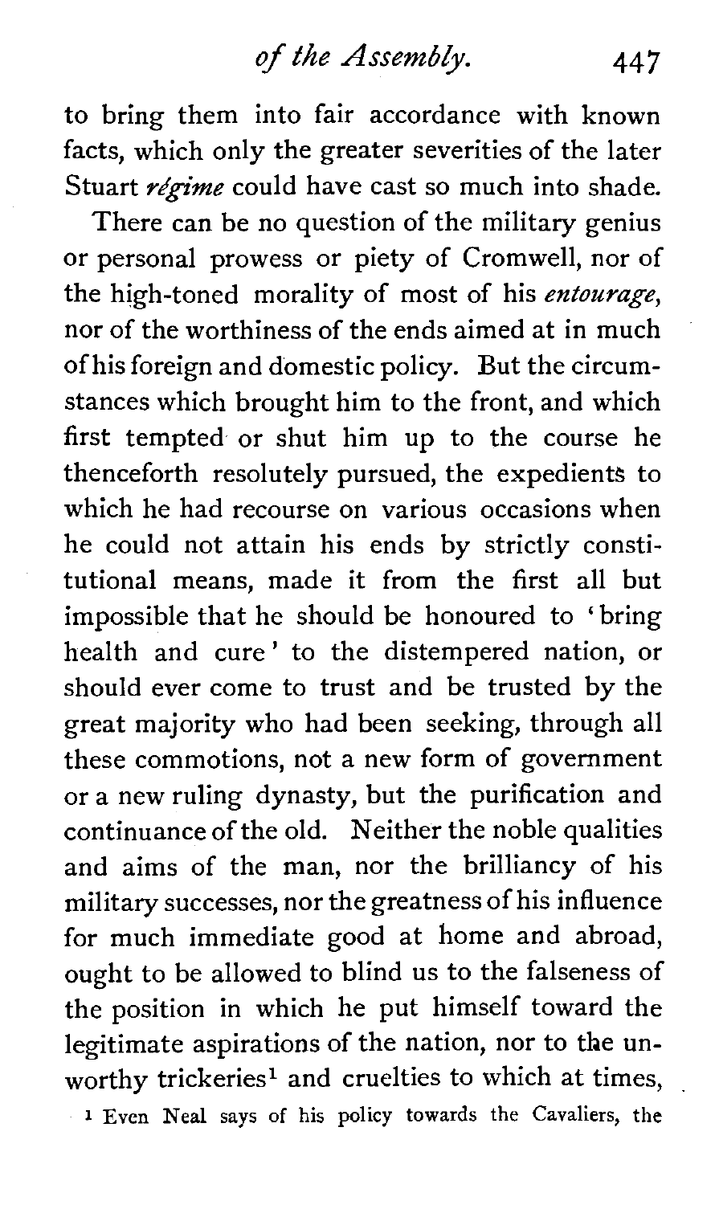to bring them into fair accordance with known facts, which only the greater severities of the later Stuart *régime* could have cast so much into shade.

There can be no question of the military genius or personal prowess or piety of Cromwell, nor of the high-toned morality of most of his *entourage*, nor of the worthiness of the ends aimed at in much of his foreign and domestic policy. But the circumstances which brought him to the front, and which first tempted or shut him up to the course he thenceforth resolutely pursued, the expedients to which he had recourse on various occasions when he could not attain his ends by strictly constitutional means, made it from the first all but impossible that he should be honoured to 'bring health and cure' to the distempered nation, or should ever come to trust and be trusted by the great majority who had been seeking, through all these commotions, not a new form of government or a new ruling dynasty, but the purification and continuance of the old. Neither the noble qualities and aims of the man, nor the brilliancy of his military successes, nor the greatness of his influence for much immediate good at home and abroad, ought to be allowed to blind us to the falseness of the position in which he put himself toward the legitimate aspirations of the nation, nor to the unworthy trickeries[1] and cruelties to which at times,

[1] Even Neal says of his policy towards the Cavaliers, the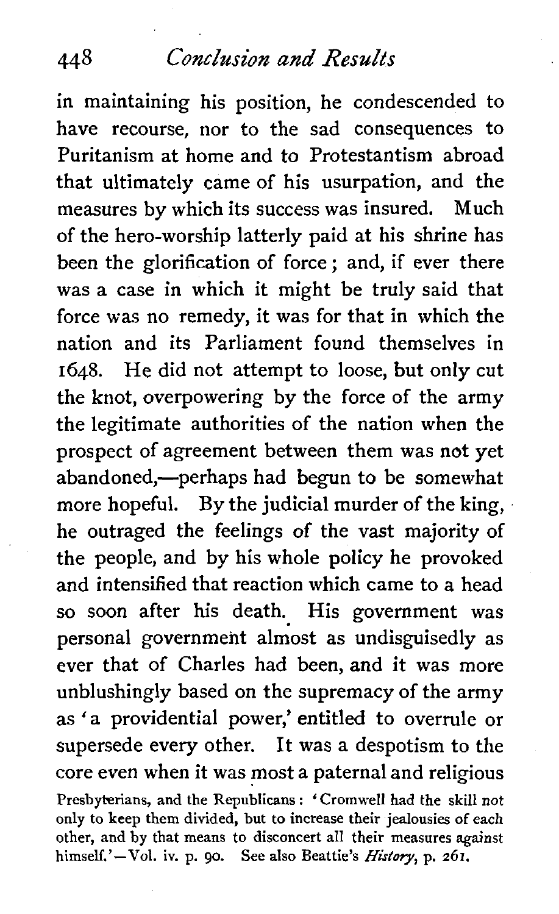in maintaining his position, he condescended to have recourse, nor to the sad consequences to Puritanism at home and to Protestantism abroad that ultimately came of his usurpation, and the measures by which its success was insured. Much of the hero-worship latterly paid at his shrine has been the glorification of force; and, if ever there was a case in which it might be truly said that force was no remedy, it was for that in which the nation and its Parliament found themselves in 1648. He did not attempt to loose, but only cut the knot, overpowering by the force of the army the legitimate authorities of the nation when the prospect of agreement between them was not yet abandoned,—perhaps had begun to be somewhat more hopeful. By the judicial murder of the king, he outraged the feelings of the vast majority of the people, and by his whole policy he provoked and intensified that reaction which came to a head so soon after his death. His government was personal government almost as undisguisedly as ever that of Charles had been, and it was more unblushingly based on the supremacy of the army as 'a providential power,' entitled to overrule or supersede every other. It was a despotism to the core even when it was most a paternal and religious

Presbyterians, and the Republicans: 'Cromwell had the skill not only to keep them divided, but to increase their jealousies of each other, and by that means to disconcert all their measures against himself.'—Vol. iv. p. 90. See also Beattie's *History*, p. 261.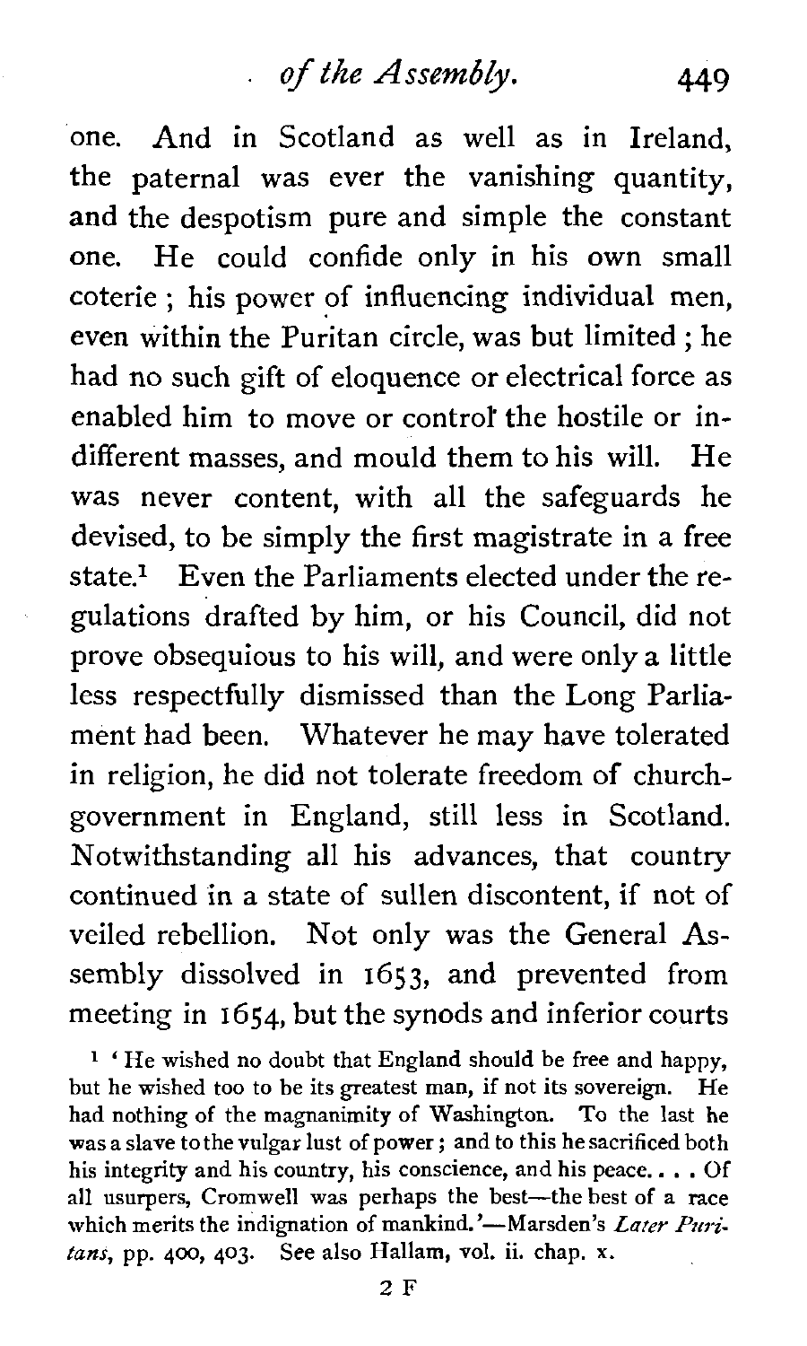one. And in Scotland as well as in Ireland, the paternal was ever the vanishing quantity, and the despotism pure and simple the constant one. He could confide only in his own small coterie; his power of influencing individual men, even within the Puritan circle, was but limited; he had no such gift of eloquence or electrical force as enabled him to move or control the hostile or indifferent masses, and mould them to his will. He was never content, with all the safeguards he devised, to be simply the first magistrate in a free state.[1] Even the Parliaments elected under the regulations drafted by him, or his Council, did not prove obsequious to his will, and were only a little less respectfully dismissed than the Long Parliament had been. Whatever he may have tolerated in religion, he did not tolerate freedom of church-government in England, still less in Scotland. Notwithstanding all his advances, that country continued in a state of sullen discontent, if not of veiled rebellion. Not only was the General Assembly dissolved in 1653, and prevented from meeting in 1654, but the synods and inferior courts

[1] 'He wished no doubt that England should be free and happy, but he wished too to be its greatest man, if not its sovereign. He had nothing of the magnanimity of Washington. To the last he was a slave to the vulgar lust of power; and to this he sacrificed both his integrity and his country, his conscience, and his peace. . . . Of all usurpers, Cromwell was perhaps the best—the best of a race which merits the indignation of mankind.'—Marsden's *Later Puritans*, pp. 400, 403. See also Hallam, vol. ii. chap. x.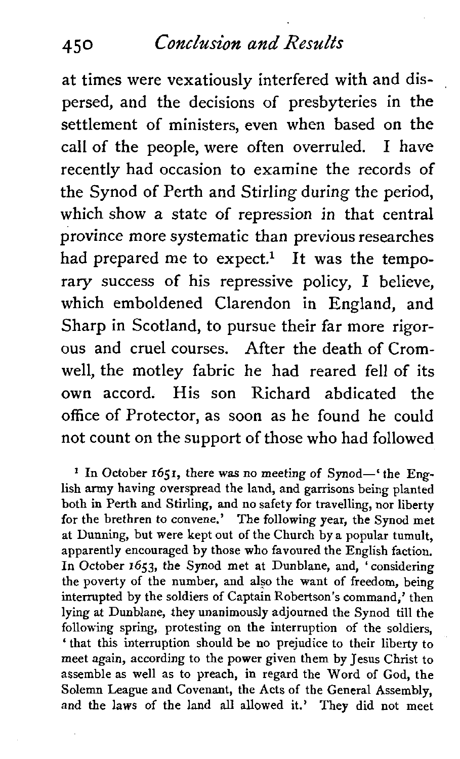at times were vexatiously interfered with and dispersed, and the decisions of presbyteries in the settlement of ministers, even when based on the call of the people, were often overruled. I have recently had occasion to examine the records of the Synod of Perth and Stirling during the period, which show a state of repression in that central province more systematic than previous researches had prepared me to expect.[1] It was the temporary success of his repressive policy, I believe, which emboldened Clarendon in England, and Sharp in Scotland, to pursue their far more rigorous and cruel courses. After the death of Cromwell, the motley fabric he had reared fell of its own accord. His son Richard abdicated the office of Protector, as soon as he found he could not count on the support of those who had followed

[1] In October 1651, there was no meeting of Synod—'the English army having overspread the land, and garrisons being planted both in Perth and Stirling, and no safety for travelling, nor liberty for the brethren to convene.' The following year, the Synod met at Dunning, but were kept out of the Church by a popular tumult, apparently encouraged by those who favoured the English faction. In October 1653, the Synod met at Dunblane, and, 'considering the poverty of the number, and also the want of freedom, being interrupted by the soldiers of Captain Robertson's command,' then lying at Dunblane, they unanimously adjourned the Synod till the following spring, protesting on the interruption of the soldiers, 'that this interruption should be no prejudice to their liberty to meet again, according to the power given them by Jesus Christ to assemble as well as to preach, in regard the Word of God, the Solemn League and Covenant, the Acts of the General Assembly, and the laws of the land all allowed it.' They did not meet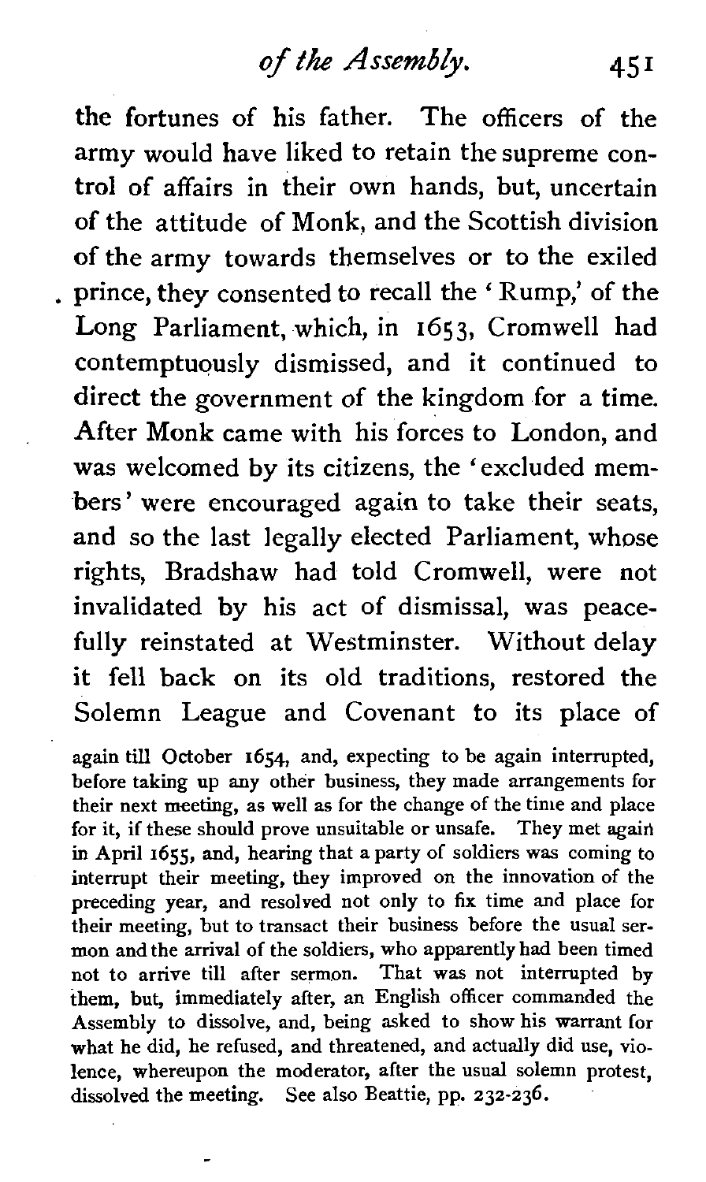the fortunes of his father. The officers of the army would have liked to retain the supreme control of affairs in their own hands, but, uncertain of the attitude of Monk, and the Scottish division of the army towards themselves or to the exiled prince, they consented to recall the 'Rump,' of the Long Parliament, which, in 1653, Cromwell had contemptuously dismissed, and it continued to direct the government of the kingdom for a time. After Monk came with his forces to London, and was welcomed by its citizens, the 'excluded members' were encouraged again to take their seats, and so the last legally elected Parliament, whose rights, Bradshaw had told Cromwell, were not invalidated by his act of dismissal, was peacefully reinstated at Westminster. Without delay it fell back on its old traditions, restored the Solemn League and Covenant to its place of

again till October 1654, and, expecting to be again interrupted, before taking up any other business, they made arrangements for their next meeting, as well as for the change of the time and place for it, if these should prove unsuitable or unsafe. They met again in April 1655, and, hearing that a party of soldiers was coming to interrupt their meeting, they improved on the innovation of the preceding year, and resolved not only to fix time and place for their meeting, but to transact their business before the usual sermon and the arrival of the soldiers, who apparently had been timed not to arrive till after sermon. That was not interrupted by them, but, immediately after, an English officer commanded the Assembly to dissolve, and, being asked to show his warrant for what he did, he refused, and threatened, and actually did use, violence, whereupon the moderator, after the usual solemn protest, dissolved the meeting. See also Beattie, pp. 232-236.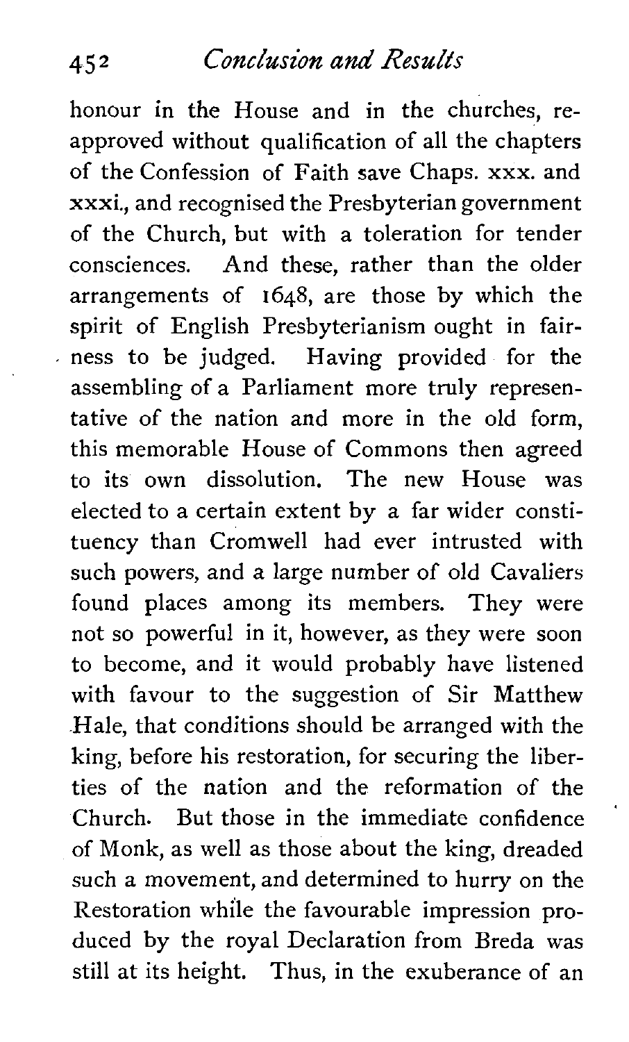honour in the House and in the churches, re-approved without qualification of all the chapters of the Confession of Faith save Chaps. xxx. and xxxi., and recognised the Presbyterian government of the Church, but with a toleration for tender consciences. And these, rather than the older arrangements of 1648, are those by which the spirit of English Presbyterianism ought in fairness to be judged. Having provided for the assembling of a Parliament more truly representative of the nation and more in the old form, this memorable House of Commons then agreed to its own dissolution. The new House was elected to a certain extent by a far wider constituency than Cromwell had ever intrusted with such powers, and a large number of old Cavaliers found places among its members. They were not so powerful in it, however, as they were soon to become, and it would probably have listened with favour to the suggestion of Sir Matthew Hale, that conditions should be arranged with the king, before his restoration, for securing the liberties of the nation and the reformation of the Church. But those in the immediate confidence of Monk, as well as those about the king, dreaded such a movement, and determined to hurry on the Restoration while the favourable impression produced by the royal Declaration from Breda was still at its height. Thus, in the exuberance of an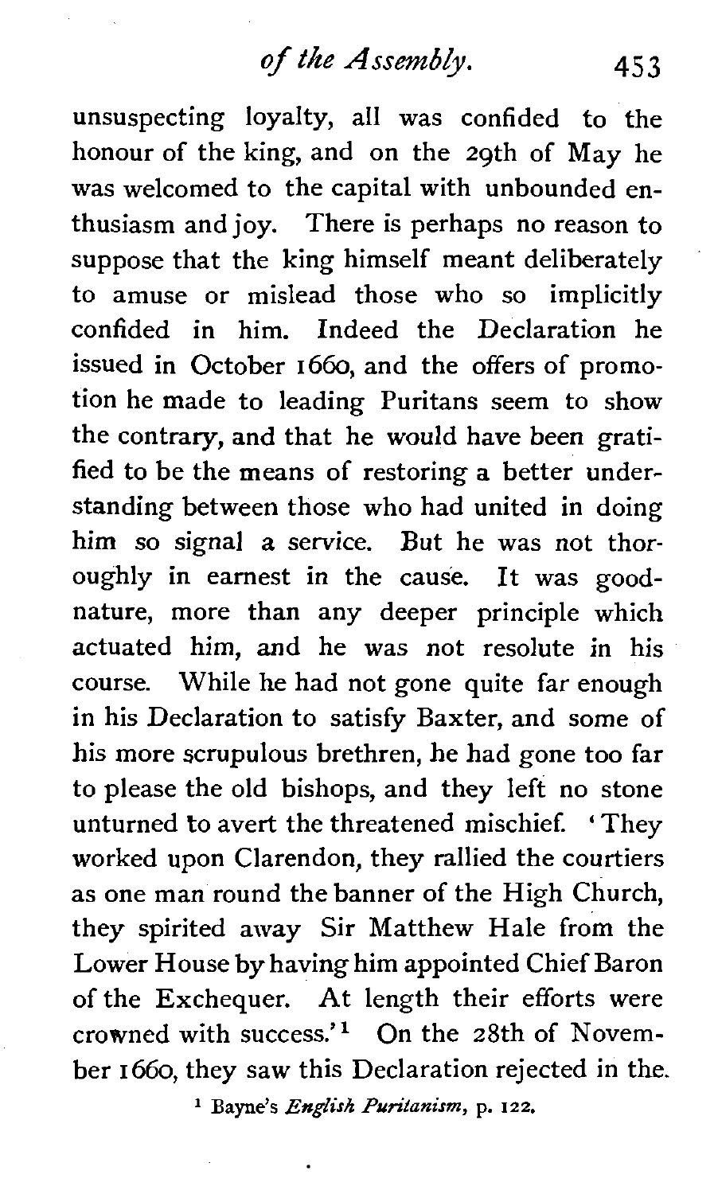unsuspecting loyalty, all was confided to the honour of the king, and on the 29th of May he was welcomed to the capital with unbounded enthusiasm and joy. There is perhaps no reason to suppose that the king himself meant deliberately to amuse or mislead those who so implicitly confided in him. Indeed the Declaration he issued in October 1660, and the offers of promotion he made to leading Puritans seem to show the contrary, and that he would have been gratified to be the means of restoring a better understanding between those who had united in doing him so signal a service. But he was not thoroughly in earnest in the cause. It was good-nature, more than any deeper principle which actuated him, and he was not resolute in his course. While he had not gone quite far enough in his Declaration to satisfy Baxter, and some of his more scrupulous brethren, he had gone too far to please the old bishops, and they left no stone unturned to avert the threatened mischief. 'They worked upon Clarendon, they rallied the courtiers as one man round the banner of the High Church, they spirited away Sir Matthew Hale from the Lower House by having him appointed Chief Baron of the Exchequer. At length their efforts were crowned with success.'[1] On the 28th of November 1660, they saw this Declaration rejected in the

[1] Bayne's *English Puritanism*, p. 122.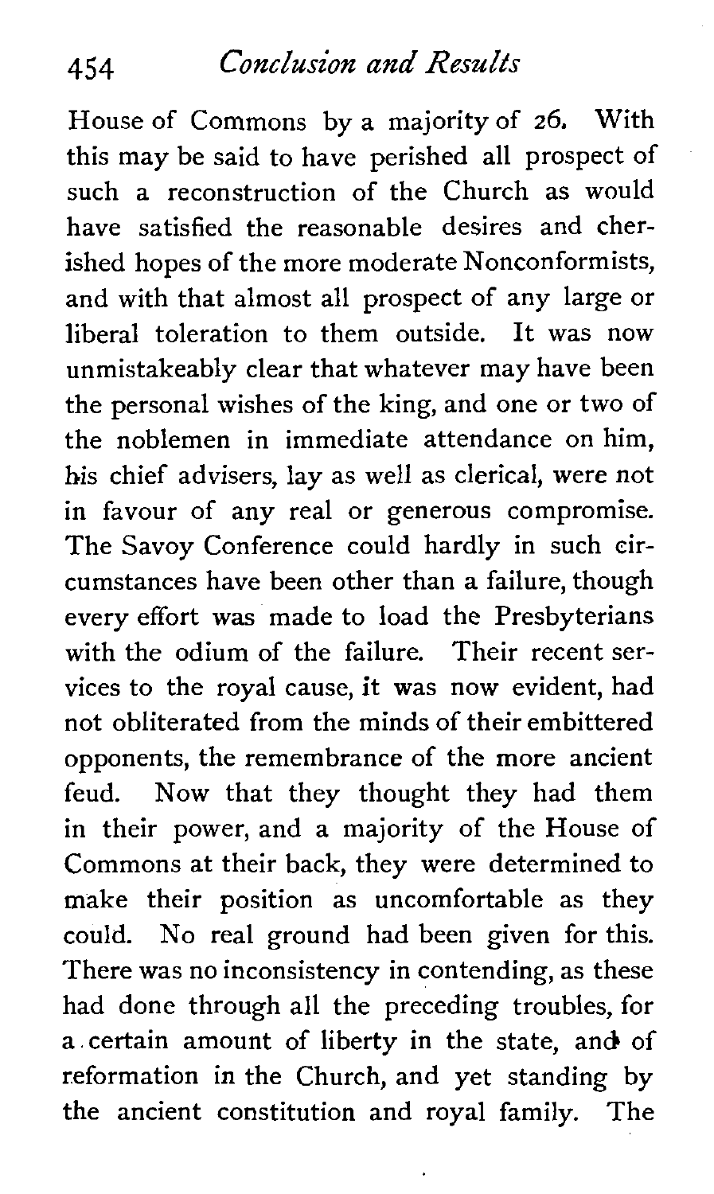House of Commons by a majority of 26. With this may be said to have perished all prospect of such a reconstruction of the Church as would have satisfied the reasonable desires and cherished hopes of the more moderate Nonconformists, and with that almost all prospect of any large or liberal toleration to them outside. It was now unmistakeably clear that whatever may have been the personal wishes of the king, and one or two of the noblemen in immediate attendance on him, his chief advisers, lay as well as clerical, were not in favour of any real or generous compromise. The Savoy Conference could hardly in such circumstances have been other than a failure, though every effort was made to load the Presbyterians with the odium of the failure. Their recent services to the royal cause, it was now evident, had not obliterated from the minds of their embittered opponents, the remembrance of the more ancient feud. Now that they thought they had them in their power, and a majority of the House of Commons at their back, they were determined to make their position as uncomfortable as they could. No real ground had been given for this. There was no inconsistency in contending, as these had done through all the preceding troubles, for a certain amount of liberty in the state, and of reformation in the Church, and yet standing by the ancient constitution and royal family. The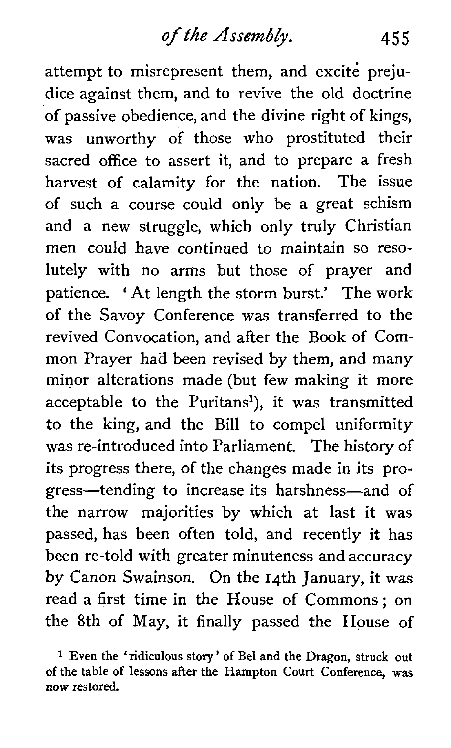attempt to misrepresent them, and excite prejudice against them, and to revive the old doctrine of passive obedience, and the divine right of kings, was unworthy of those who prostituted their sacred office to assert it, and to prepare a fresh harvest of calamity for the nation. The issue of such a course could only be a great schism and a new struggle, which only truly Christian men could have continued to maintain so resolutely with no arms but those of prayer and patience. 'At length the storm burst.' The work of the Savoy Conference was transferred to the revived Convocation, and after the Book of Common Prayer had been revised by them, and many minor alterations made (but few making it more acceptable to the Puritans[1]), it was transmitted to the king, and the Bill to compel uniformity was re-introduced into Parliament. The history of its progress there, of the changes made in its progress—tending to increase its harshness—and of the narrow majorities by which at last it was passed, has been often told, and recently it has been re-told with greater minuteness and accuracy by Canon Swainson. On the 14th January, it was read a first time in the House of Commons; on the 8th of May, it finally passed the House of

[1] Even the 'ridiculous story' of Bel and the Dragon, struck out of the table of lessons after the Hampton Court Conference, was now restored.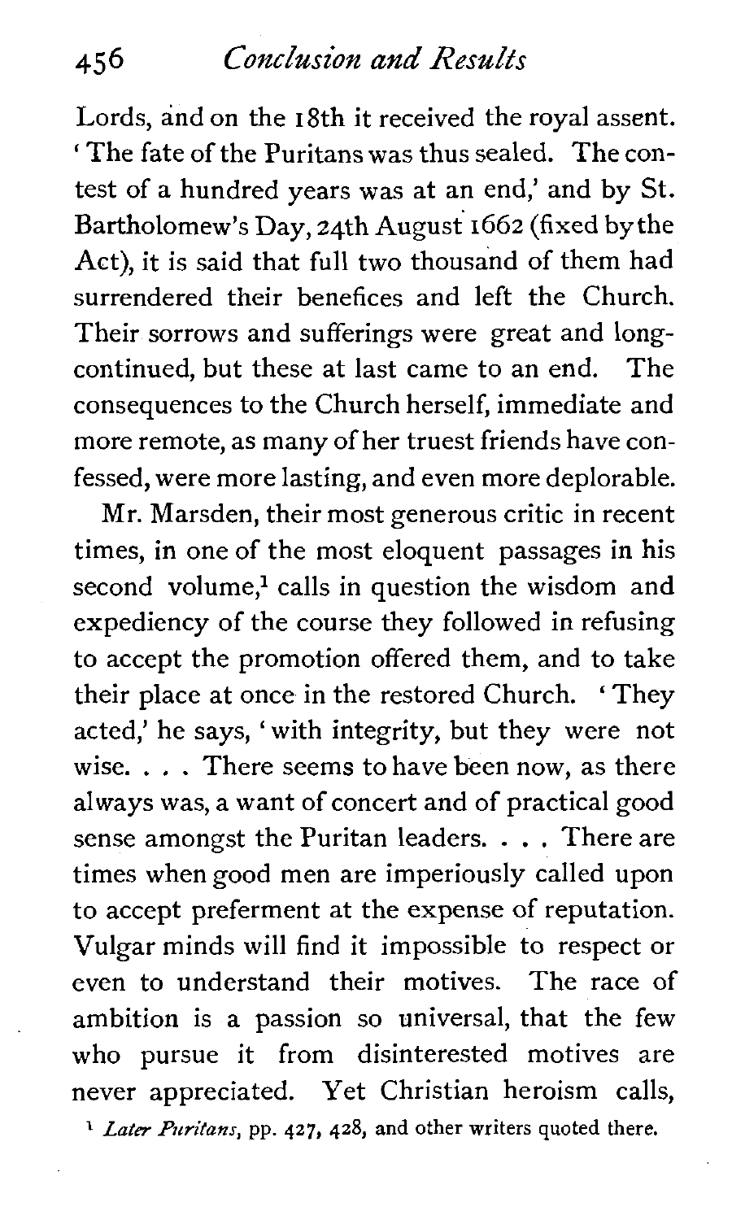Lords, and on the 18th it received the royal assent. 'The fate of the Puritans was thus sealed. The contest of a hundred years was at an end,' and by St. Bartholomew's Day, 24th August 1662 (fixed by the Act), it is said that full two thousand of them had surrendered their benefices and left the Church. Their sorrows and sufferings were great and long-continued, but these at last came to an end. The consequences to the Church herself, immediate and more remote, as many of her truest friends have confessed, were more lasting, and even more deplorable.

Mr. Marsden, their most generous critic in recent times, in one of the most eloquent passages in his second volume,[1] calls in question the wisdom and expediency of the course they followed in refusing to accept the promotion offered them, and to take their place at once in the restored Church. 'They acted,' he says, 'with integrity, but they were not wise. . . . There seems to have been now, as there always was, a want of concert and of practical good sense amongst the Puritan leaders. . . . There are times when good men are imperiously called upon to accept preferment at the expense of reputation. Vulgar minds will find it impossible to respect or even to understand their motives. The race of ambition is a passion so universal, that the few who pursue it from disinterested motives are never appreciated. Yet Christian heroism calls,

[1] *Later Puritans*, pp. 427, 428, and other writers quoted there.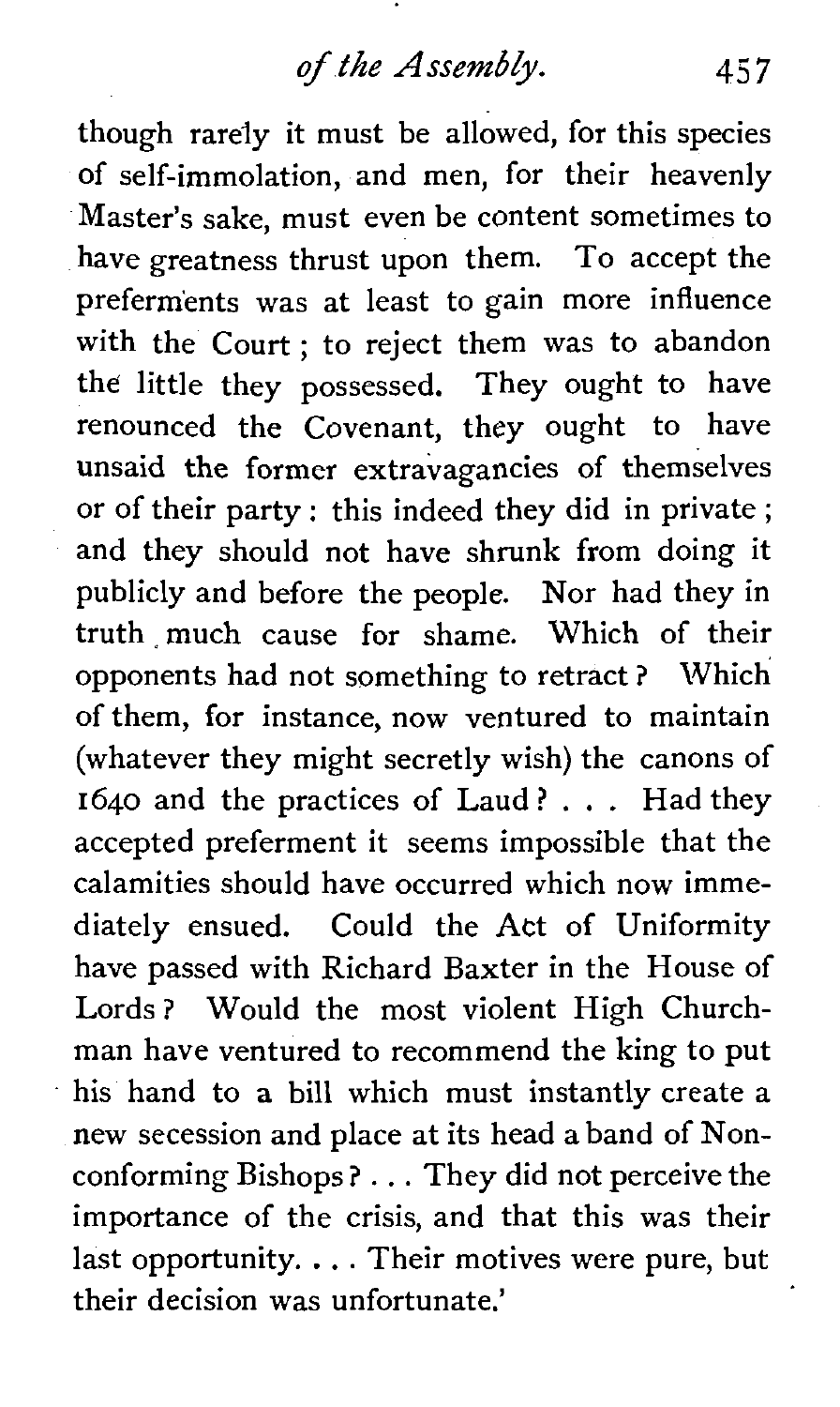though rarely it must be allowed, for this species of self-immolation, and men, for their heavenly Master's sake, must even be content sometimes to have greatness thrust upon them. To accept the preferments was at least to gain more influence with the Court; to reject them was to abandon the little they possessed. They ought to have renounced the Covenant, they ought to have unsaid the former extravagancies of themselves or of their party: this indeed they did in private; and they should not have shrunk from doing it publicly and before the people. Nor had they in truth much cause for shame. Which of their opponents had not something to retract? Which of them, for instance, now ventured to maintain (whatever they might secretly wish) the canons of 1640 and the practices of Laud? . . . Had they accepted preferment it seems impossible that the calamities should have occurred which now immediately ensued. Could the Act of Uniformity have passed with Richard Baxter in the House of Lords? Would the most violent High Churchman have ventured to recommend the king to put his hand to a bill which must instantly create a new secession and place at its head a band of Nonconforming Bishops? . . . They did not perceive the importance of the crisis, and that this was their last opportunity. . . . Their motives were pure, but their decision was unfortunate.'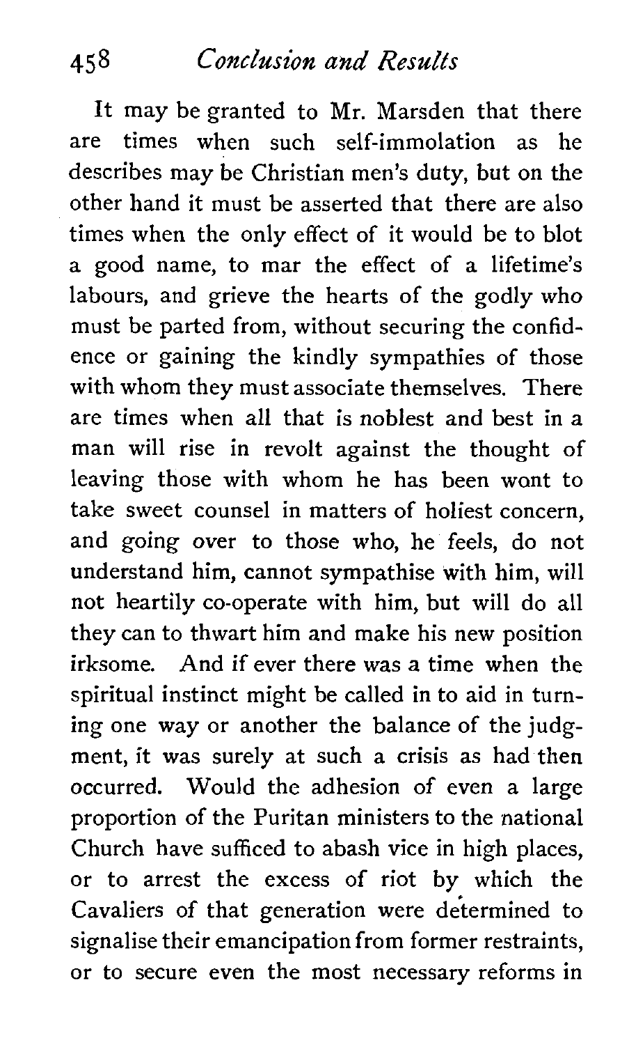It may be granted to Mr. Marsden that there are times when such self-immolation as he describes may be Christian men's duty, but on the other hand it must be asserted that there are also times when the only effect of it would be to blot a good name, to mar the effect of a lifetime's labours, and grieve the hearts of the godly who must be parted from, without securing the confidence or gaining the kindly sympathies of those with whom they must associate themselves. There are times when all that is noblest and best in a man will rise in revolt against the thought of leaving those with whom he has been wont to take sweet counsel in matters of holiest concern, and going over to those who, he feels, do not understand him, cannot sympathise with him, will not heartily co-operate with him, but will do all they can to thwart him and make his new position irksome. And if ever there was a time when the spiritual instinct might be called in to aid in turning one way or another the balance of the judgment, it was surely at such a crisis as had then occurred. Would the adhesion of even a large proportion of the Puritan ministers to the national Church have sufficed to abash vice in high places, or to arrest the excess of riot by which the Cavaliers of that generation were determined to signalise their emancipation from former restraints, or to secure even the most necessary reforms in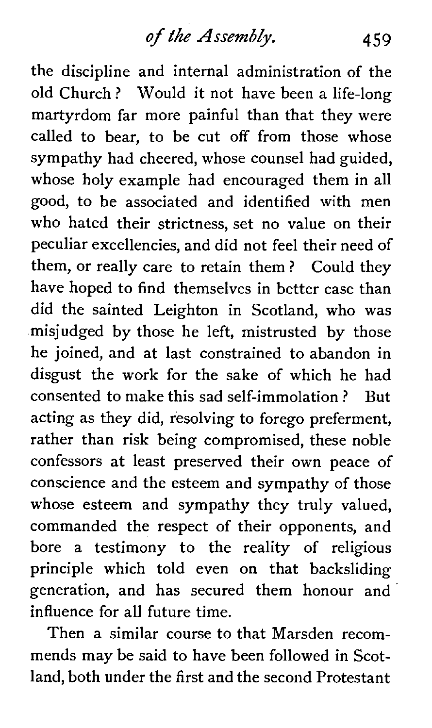the discipline and internal administration of the old Church? Would it not have been a life-long martyrdom far more painful than that they were called to bear, to be cut off from those whose sympathy had cheered, whose counsel had guided, whose holy example had encouraged them in all good, to be associated and identified with men who hated their strictness, set no value on their peculiar excellencies, and did not feel their need of them, or really care to retain them? Could they have hoped to find themselves in better case than did the sainted Leighton in Scotland, who was misjudged by those he left, mistrusted by those he joined, and at last constrained to abandon in disgust the work for the sake of which he had consented to make this sad self-immolation? But acting as they did, resolving to forego preferment, rather than risk being compromised, these noble confessors at least preserved their own peace of conscience and the esteem and sympathy of those whose esteem and sympathy they truly valued, commanded the respect of their opponents, and bore a testimony to the reality of religious principle which told even on that backsliding generation, and has secured them honour and influence for all future time.

Then a similar course to that Marsden recommends may be said to have been followed in Scotland, both under the first and the second Protestant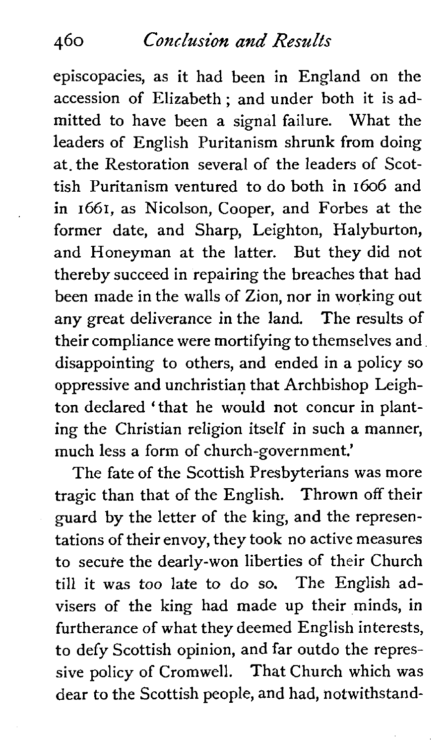episcopacies, as it had been in England on the accession of Elizabeth; and under both it is admitted to have been a signal failure. What the leaders of English Puritanism shrunk from doing at the Restoration several of the leaders of Scottish Puritanism ventured to do both in 1606 and in 1661, as Nicolson, Cooper, and Forbes at the former date, and Sharp, Leighton, Halyburton, and Honeyman at the latter. But they did not thereby succeed in repairing the breaches that had been made in the walls of Zion, nor in working out any great deliverance in the land. The results of their compliance were mortifying to themselves and disappointing to others, and ended in a policy so oppressive and unchristian that Archbishop Leighton declared 'that he would not concur in planting the Christian religion itself in such a manner, much less a form of church-government.'

The fate of the Scottish Presbyterians was more tragic than that of the English. Thrown off their guard by the letter of the king, and the representations of their envoy, they took no active measures to secure the dearly-won liberties of their Church till it was too late to do so. The English advisers of the king had made up their minds, in furtherance of what they deemed English interests, to defy Scottish opinion, and far outdo the repressive policy of Cromwell. That Church which was dear to the Scottish people, and had, notwithstand-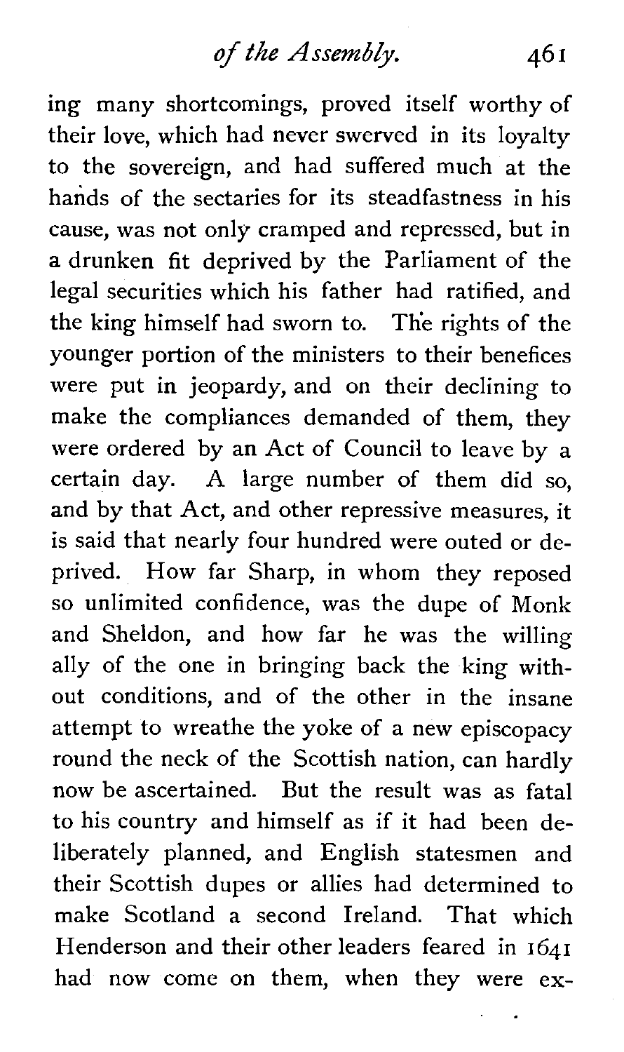ing many shortcomings, proved itself worthy of their love, which had never swerved in its loyalty to the sovereign, and had suffered much at the hands of the sectaries for its steadfastness in his cause, was not only cramped and repressed, but in a drunken fit deprived by the Parliament of the legal securities which his father had ratified, and the king himself had sworn to. The rights of the younger portion of the ministers to their benefices were put in jeopardy, and on their declining to make the compliances demanded of them, they were ordered by an Act of Council to leave by a certain day. A large number of them did so, and by that Act, and other repressive measures, it is said that nearly four hundred were outed or deprived. How far Sharp, in whom they reposed so unlimited confidence, was the dupe of Monk and Sheldon, and how far he was the willing ally of the one in bringing back the king without conditions, and of the other in the insane attempt to wreathe the yoke of a new episcopacy round the neck of the Scottish nation, can hardly now be ascertained. But the result was as fatal to his country and himself as if it had been deliberately planned, and English statesmen and their Scottish dupes or allies had determined to make Scotland a second Ireland. That which Henderson and their other leaders feared in 1641 had now come on them, when they were ex-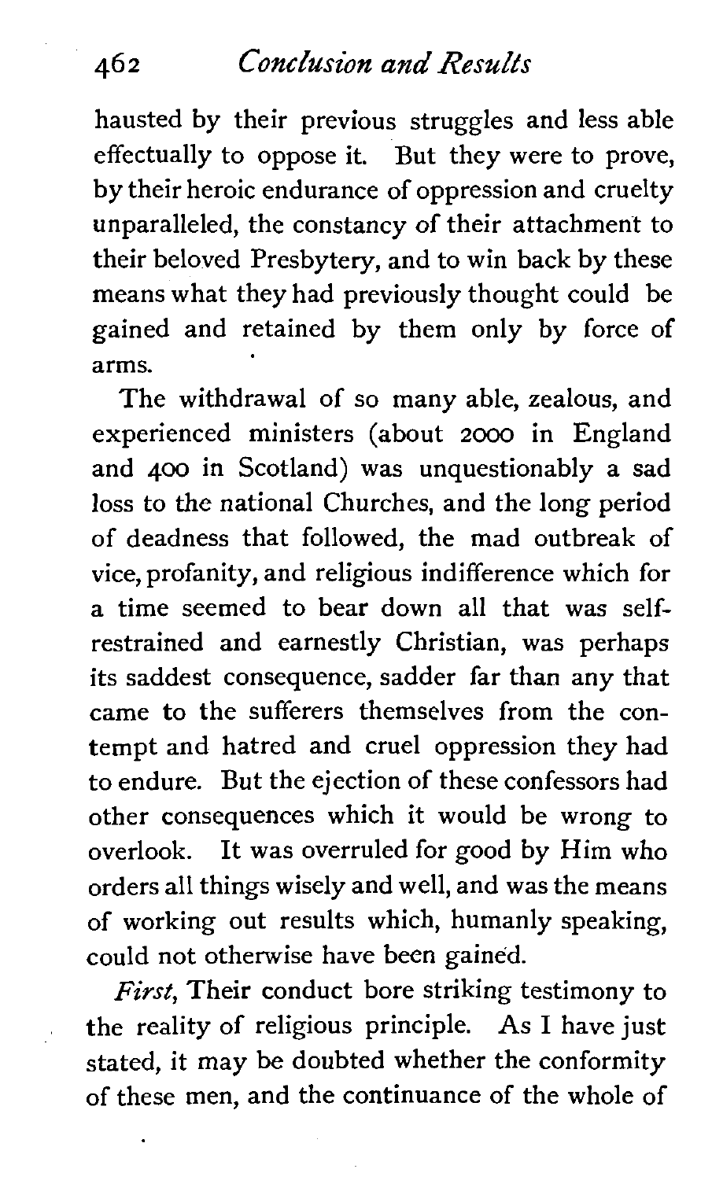hausted by their previous struggles and less able effectually to oppose it. But they were to prove, by their heroic endurance of oppression and cruelty unparalleled, the constancy of their attachment to their beloved Presbytery, and to win back by these means what they had previously thought could be gained and retained by them only by force of arms.

The withdrawal of so many able, zealous, and experienced ministers (about 2000 in England and 400 in Scotland) was unquestionably a sad loss to the national Churches, and the long period of deadness that followed, the mad outbreak of vice, profanity, and religious indifference which for a time seemed to bear down all that was self-restrained and earnestly Christian, was perhaps its saddest consequence, sadder far than any that came to the sufferers themselves from the contempt and hatred and cruel oppression they had to endure. But the ejection of these confessors had other consequences which it would be wrong to overlook. It was overruled for good by Him who orders all things wisely and well, and was the means of working out results which, humanly speaking, could not otherwise have been gained.

*First*, Their conduct bore striking testimony to the reality of religious principle. As I have just stated, it may be doubted whether the conformity of these men, and the continuance of the whole of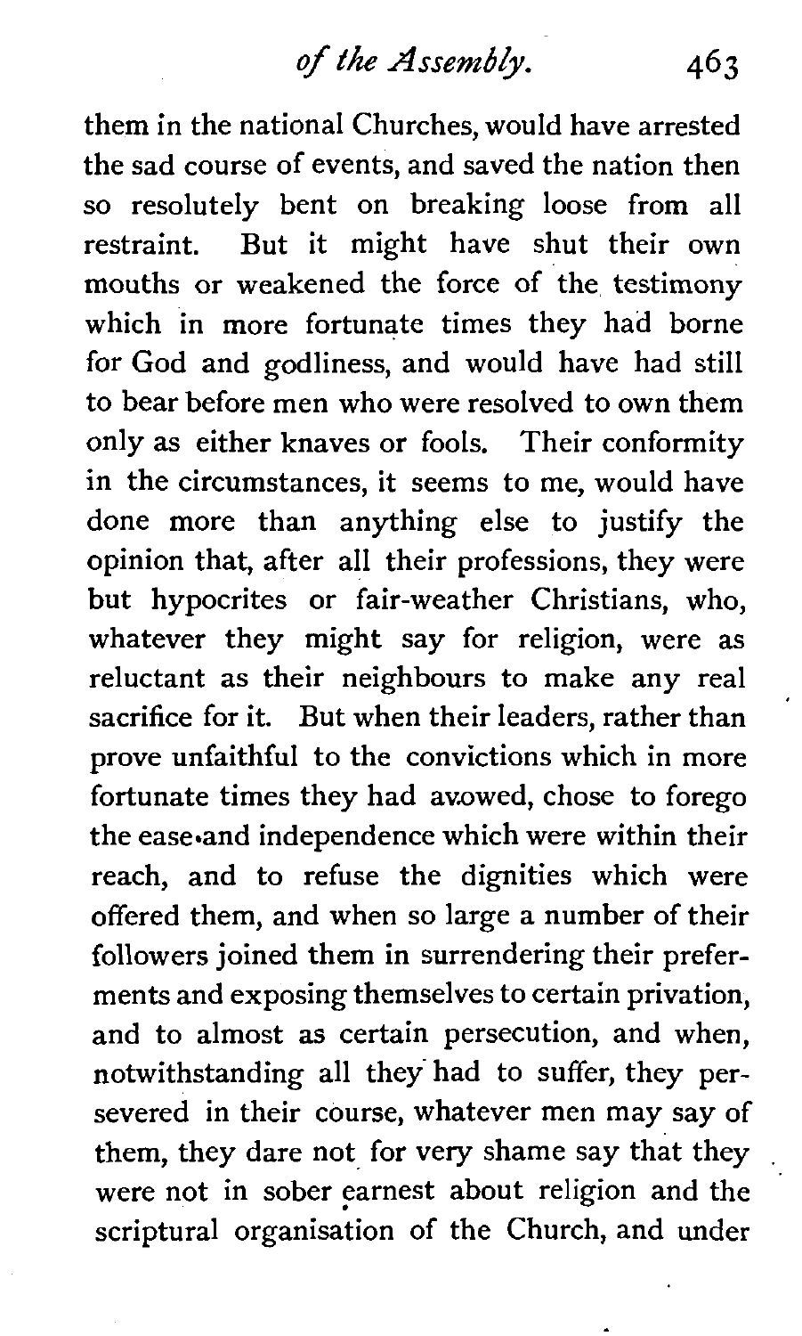them in the national Churches, would have arrested the sad course of events, and saved the nation then so resolutely bent on breaking loose from all restraint. But it might have shut their own mouths or weakened the force of the testimony which in more fortunate times they had borne for God and godliness, and would have had still to bear before men who were resolved to own them only as either knaves or fools. Their conformity in the circumstances, it seems to me, would have done more than anything else to justify the opinion that, after all their professions, they were but hypocrites or fair-weather Christians, who, whatever they might say for religion, were as reluctant as their neighbours to make any real sacrifice for it. But when their leaders, rather than prove unfaithful to the convictions which in more fortunate times they had avowed, chose to forego the ease and independence which were within their reach, and to refuse the dignities which were offered them, and when so large a number of their followers joined them in surrendering their preferments and exposing themselves to certain privation, and to almost as certain persecution, and when, notwithstanding all they had to suffer, they persevered in their course, whatever men may say of them, they dare not for very shame say that they were not in sober earnest about religion and the scriptural organisation of the Church, and under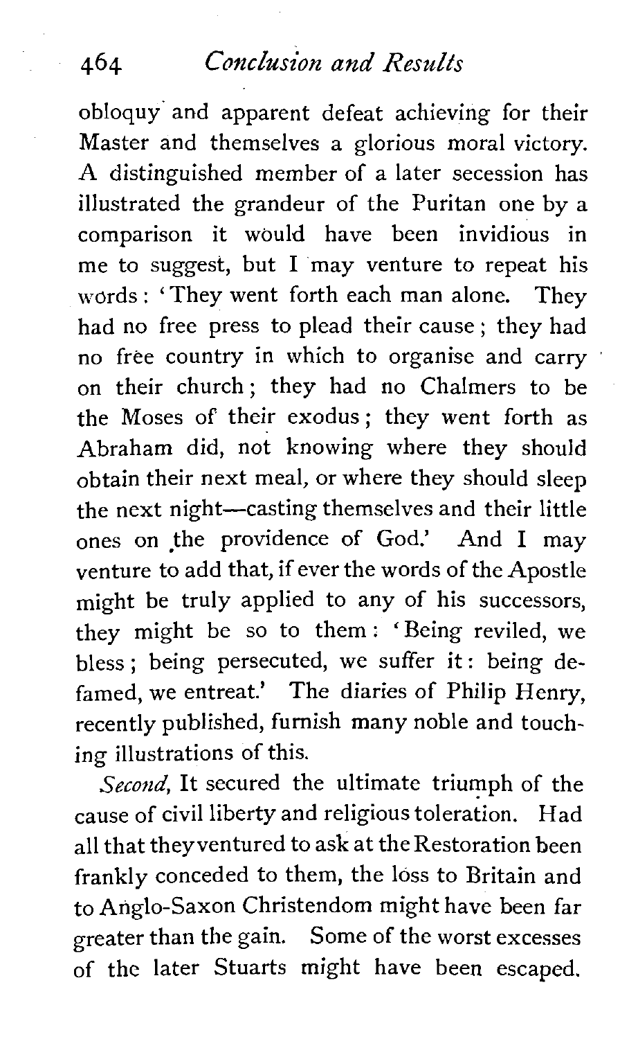obloquy and apparent defeat achieving for their Master and themselves a glorious moral victory. A distinguished member of a later secession has illustrated the grandeur of the Puritan one by a comparison it would have been invidious in me to suggest, but I may venture to repeat his words: 'They went forth each man alone. They had no free press to plead their cause; they had no free country in which to organise and carry on their church; they had no Chalmers to be the Moses of their exodus; they went forth as Abraham did, not knowing where they should obtain their next meal, or where they should sleep the next night—casting themselves and their little ones on the providence of God.' And I may venture to add that, if ever the words of the Apostle might be truly applied to any of his successors, they might be so to them: 'Being reviled, we bless; being persecuted, we suffer it: being defamed, we entreat.' The diaries of Philip Henry, recently published, furnish many noble and touching illustrations of this.

*Second*, It secured the ultimate triumph of the cause of civil liberty and religious toleration. Had all that they ventured to ask at the Restoration been frankly conceded to them, the loss to Britain and to Anglo-Saxon Christendom might have been far greater than the gain. Some of the worst excesses of the later Stuarts might have been escaped.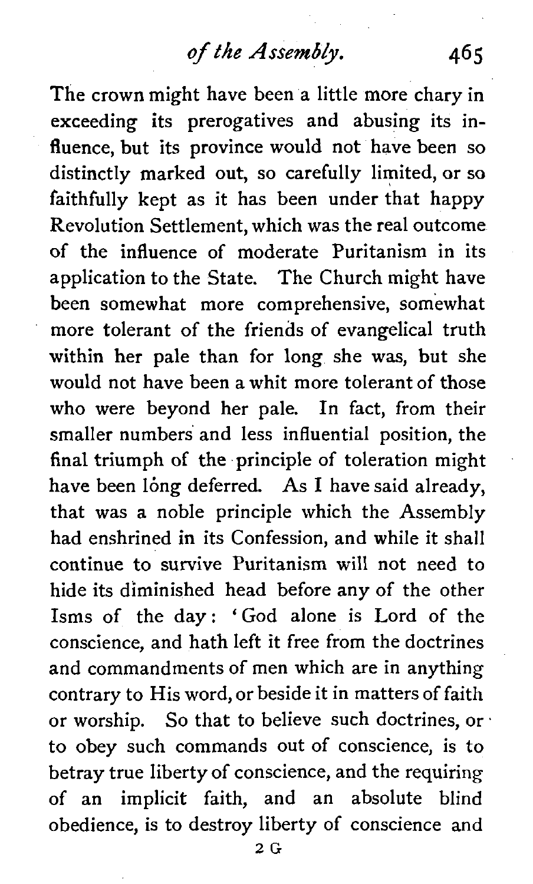The crown might have been a little more chary in exceeding its prerogatives and abusing its influence, but its province would not have been so distinctly marked out, so carefully limited, or so faithfully kept as it has been under that happy Revolution Settlement, which was the real outcome of the influence of moderate Puritanism in its application to the State. The Church might have been somewhat more comprehensive, somewhat more tolerant of the friends of evangelical truth within her pale than for long she was, but she would not have been a whit more tolerant of those who were beyond her pale. In fact, from their smaller numbers and less influential position, the final triumph of the principle of toleration might have been lóng deferred. As I have said already, that was a noble principle which the Assembly had enshrined in its Confession, and while it shall continue to survive Puritanism will not need to hide its diminished head before any of the other Isms of the day: 'God alone is Lord of the conscience, and hath left it free from the doctrines and commandments of men which are in anything contrary to His word, or beside it in matters of faith or worship. So that to believe such doctrines, or to obey such commands out of conscience, is to betray true liberty of conscience, and the requiring of an implicit faith, and an absolute blind obedience, is to destroy liberty of conscience and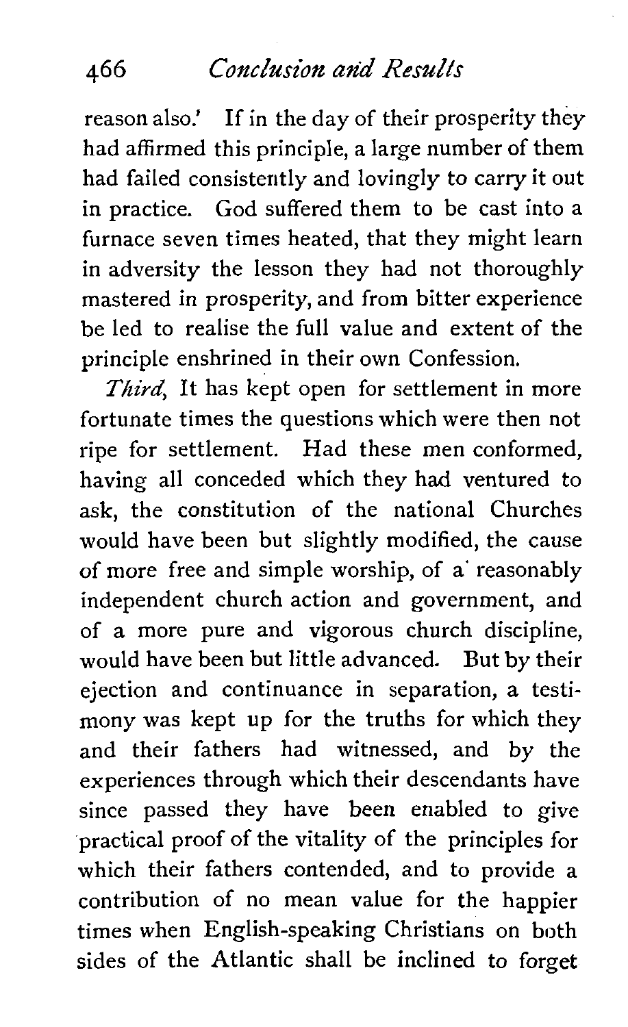reason also.' If in the day of their prosperity they had affirmed this principle, a large number of them had failed consistently and lovingly to carry it out in practice. God suffered them to be cast into a furnace seven times heated, that they might learn in adversity the lesson they had not thoroughly mastered in prosperity, and from bitter experience be led to realise the full value and extent of the principle enshrined in their own Confession.

*Third*, It has kept open for settlement in more fortunate times the questions which were then not ripe for settlement. Had these men conformed, having all conceded which they had ventured to ask, the constitution of the national Churches would have been but slightly modified, the cause of more free and simple worship, of a reasonably independent church action and government, and of a more pure and vigorous church discipline, would have been but little advanced. But by their ejection and continuance in separation, a testimony was kept up for the truths for which they and their fathers had witnessed, and by the experiences through which their descendants have since passed they have been enabled to give practical proof of the vitality of the principles for which their fathers contended, and to provide a contribution of no mean value for the happier times when English-speaking Christians on both sides of the Atlantic shall be inclined to forget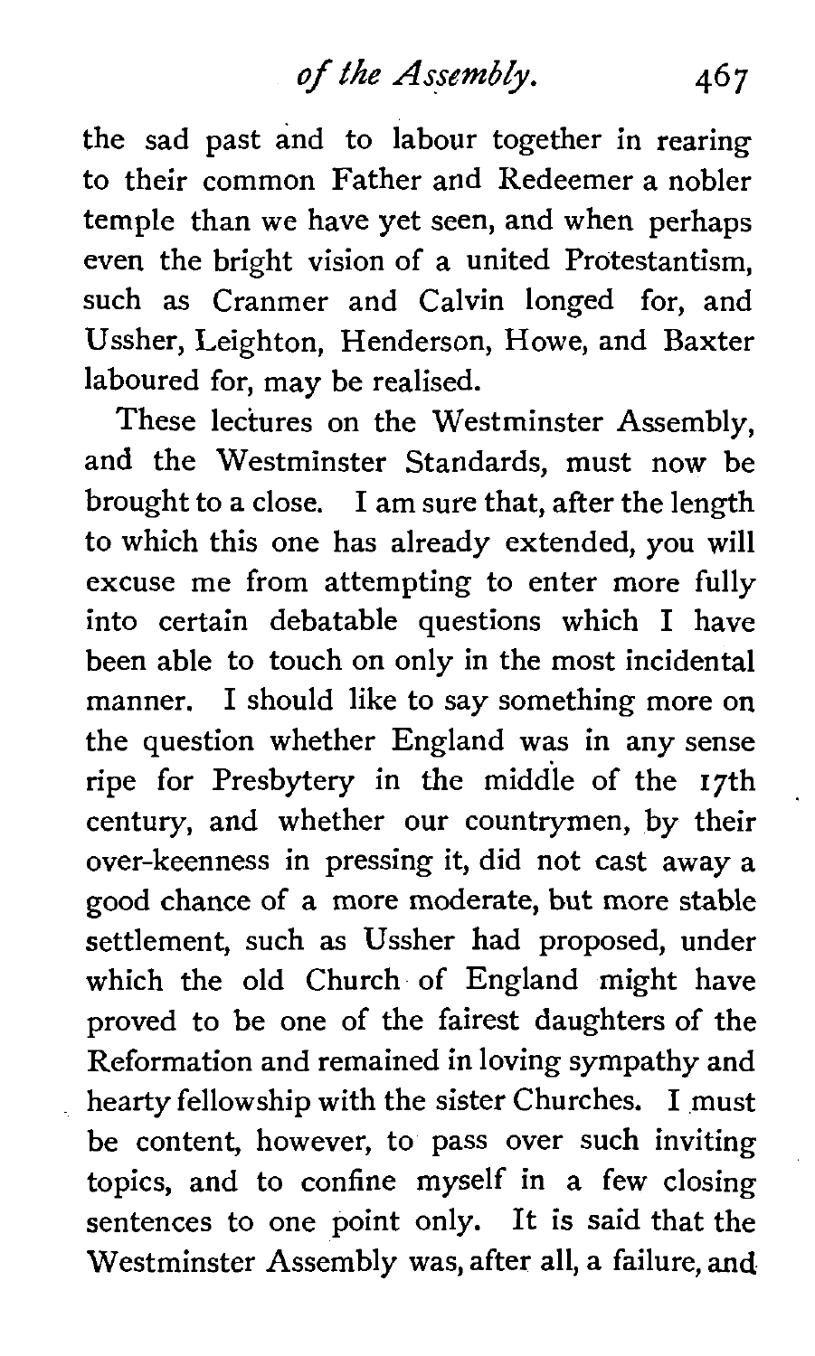the sad past and to labour together in rearing to their common Father and Redeemer a nobler temple than we have yet seen, and when perhaps even the bright vision of a united Protestantism, such as Cranmer and Calvin longed for, and Ussher, Leighton, Henderson, Howe, and Baxter laboured for, may be realised.

These lectures on the Westminster Assembly, and the Westminster Standards, must now be brought to a close. I am sure that, after the length to which this one has already extended, you will excuse me from attempting to enter more fully into certain debatable questions which I have been able to touch on only in the most incidental manner. I should like to say something more on the question whether England was in any sense ripe for Presbytery in the middle of the 17th century, and whether our countrymen, by their over-keenness in pressing it, did not cast away a good chance of a more moderate, but more stable settlement, such as Ussher had proposed, under which the old Church of England might have proved to be one of the fairest daughters of the Reformation and remained in loving sympathy and hearty fellowship with the sister Churches. I must be content, however, to pass over such inviting topics, and to confine myself in a few closing sentences to one point only. It is said that the Westminster Assembly was, after all, a failure, and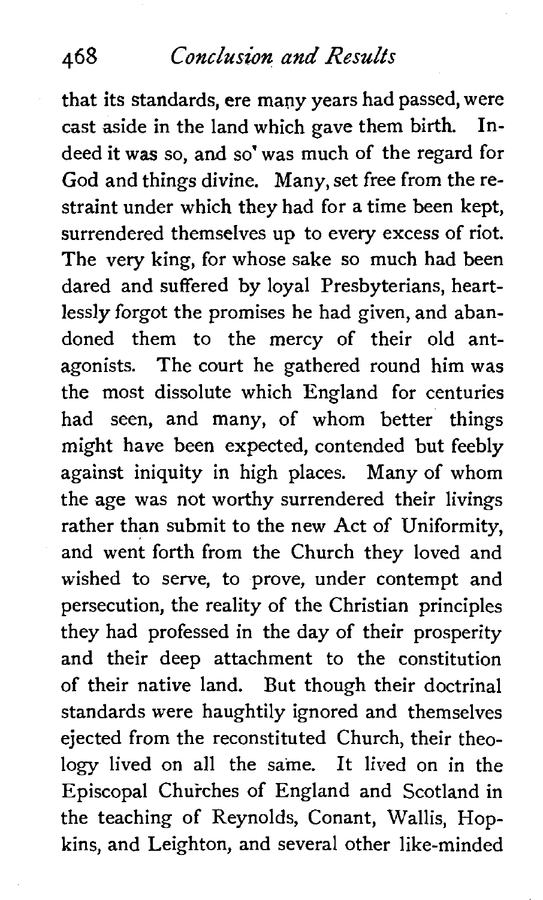that its standards, ere many years had passed, were cast aside in the land which gave them birth. Indeed it was so, and so' was much of the regard for God and things divine. Many, set free from the restraint under which they had for a time been kept, surrendered themselves up to every excess of riot. The very king, for whose sake so much had been dared and suffered by loyal Presbyterians, heartlessly forgot the promises he had given, and abandoned them to the mercy of their old antagonists. The court he gathered round him was the most dissolute which England for centuries had seen, and many, of whom better things might have been expected, contended but feebly against iniquity in high places. Many of whom the age was not worthy surrendered their livings rather than submit to the new Act of Uniformity, and went forth from the Church they loved and wished to serve, to prove, under contempt and persecution, the reality of the Christian principles they had professed in the day of their prosperity and their deep attachment to the constitution of their native land. But though their doctrinal standards were haughtily ignored and themselves ejected from the reconstituted Church, their theology lived on all the same. It lived on in the Episcopal Churches of England and Scotland in the teaching of Reynolds, Conant, Wallis, Hopkins, and Leighton, and several other like-minded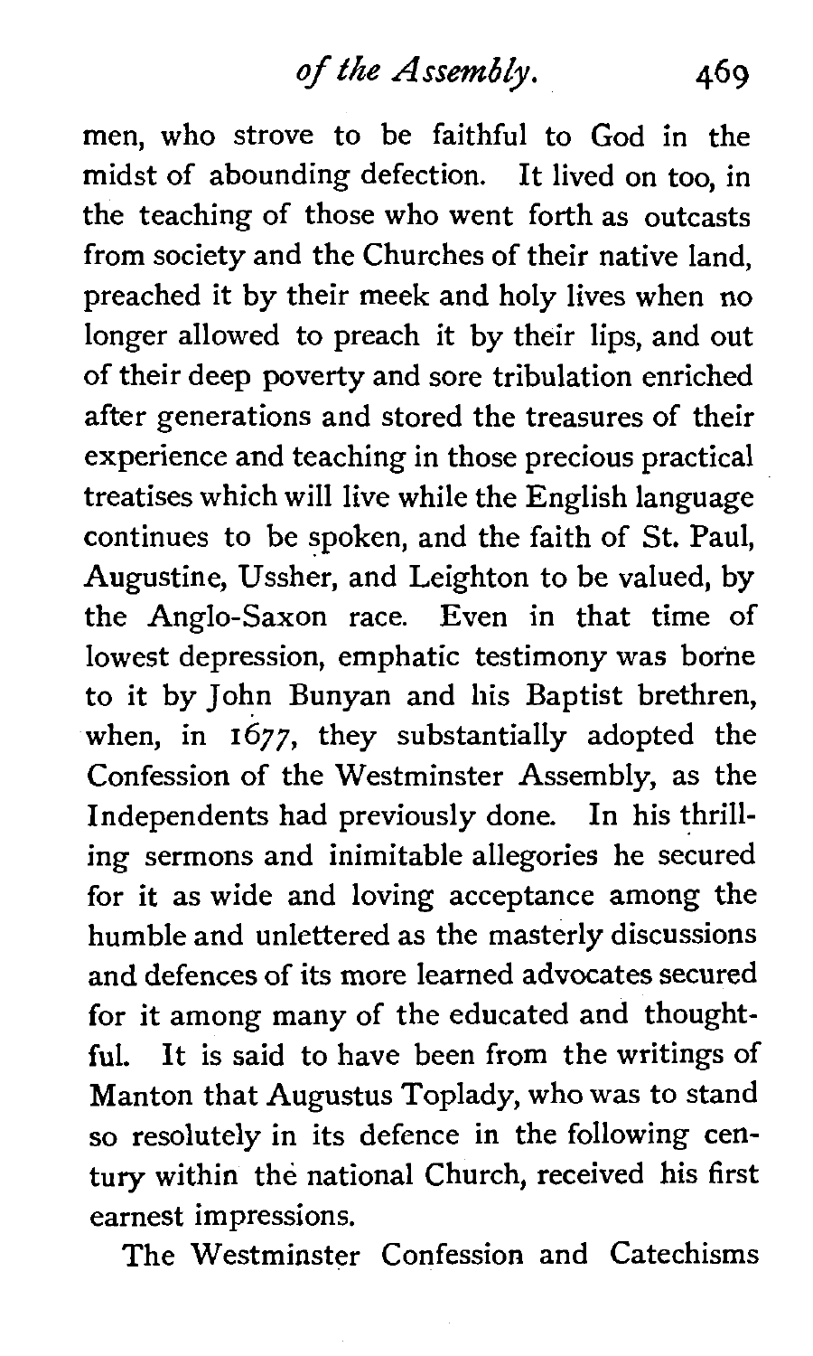men, who strove to be faithful to God in the midst of abounding defection. It lived on too, in the teaching of those who went forth as outcasts from society and the Churches of their native land, preached it by their meek and holy lives when no longer allowed to preach it by their lips, and out of their deep poverty and sore tribulation enriched after generations and stored the treasures of their experience and teaching in those precious practical treatises which will live while the English language continues to be spoken, and the faith of St. Paul, Augustine, Ussher, and Leighton to be valued, by the Anglo-Saxon race. Even in that time of lowest depression, emphatic testimony was borne to it by John Bunyan and his Baptist brethren, when, in 1677, they substantially adopted the Confession of the Westminster Assembly, as the Independents had previously done. In his thrilling sermons and inimitable allegories he secured for it as wide and loving acceptance among the humble and unlettered as the masterly discussions and defences of its more learned advocates secured for it among many of the educated and thoughtful. It is said to have been from the writings of Manton that Augustus Toplady, who was to stand so resolutely in its defence in the following century within the national Church, received his first earnest impressions.

The Westminster Confession and Catechisms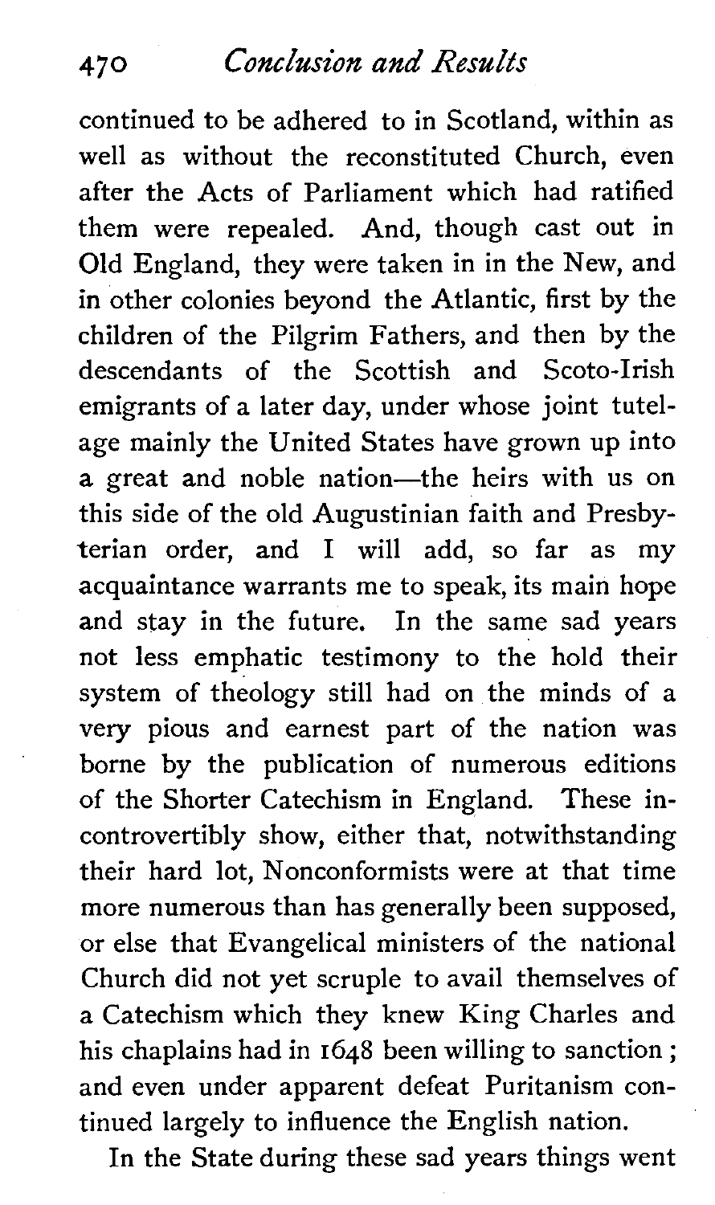continued to be adhered to in Scotland, within as well as without the reconstituted Church, even after the Acts of Parliament which had ratified them were repealed. And, though cast out in Old England, they were taken in in the New, and in other colonies beyond the Atlantic, first by the children of the Pilgrim Fathers, and then by the descendants of the Scottish and Scoto-Irish emigrants of a later day, under whose joint tutelage mainly the United States have grown up into a great and noble nation—the heirs with us on this side of the old Augustinian faith and Presbyterian order, and I will add, so far as my acquaintance warrants me to speak, its main hope and stay in the future. In the same sad years not less emphatic testimony to the hold their system of theology still had on the minds of a very pious and earnest part of the nation was borne by the publication of numerous editions of the Shorter Catechism in England. These incontrovertibly show, either that, notwithstanding their hard lot, Nonconformists were at that time more numerous than has generally been supposed, or else that Evangelical ministers of the national Church did not yet scruple to avail themselves of a Catechism which they knew King Charles and his chaplains had in 1648 been willing to sanction; and even under apparent defeat Puritanism continued largely to influence the English nation.

In the State during these sad years things went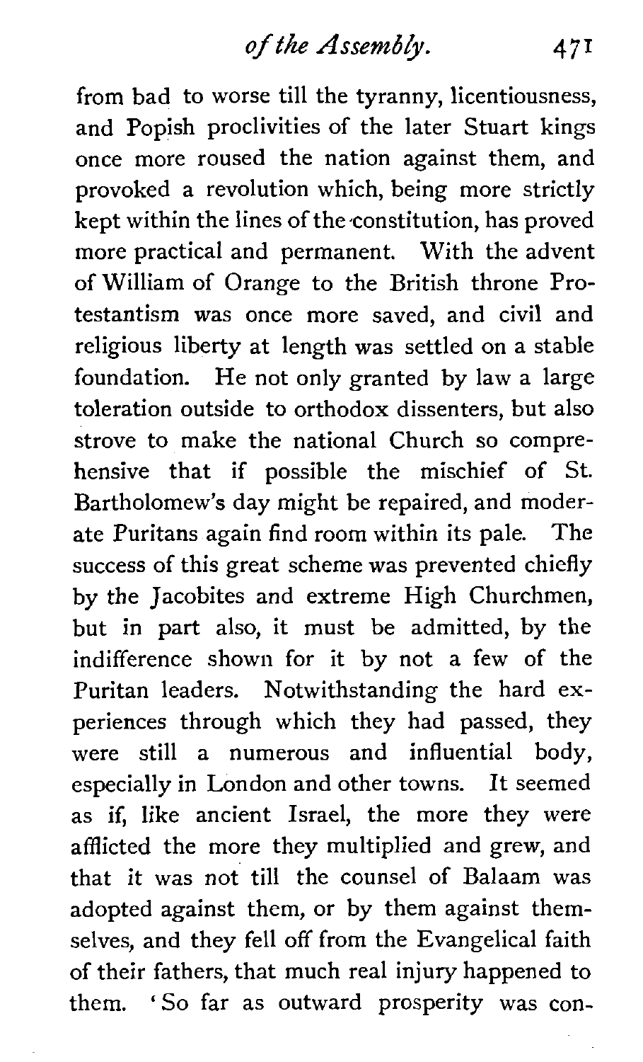from bad to worse till the tyranny, licentiousness, and Popish proclivities of the later Stuart kings once more roused the nation against them, and provoked a revolution which, being more strictly kept within the lines of the constitution, has proved more practical and permanent. With the advent of William of Orange to the British throne Protestantism was once more saved, and civil and religious liberty at length was settled on a stable foundation. He not only granted by law a large toleration outside to orthodox dissenters, but also strove to make the national Church so comprehensive that if possible the mischief of St. Bartholomew's day might be repaired, and moderate Puritans again find room within its pale. The success of this great scheme was prevented chiefly by the Jacobites and extreme High Churchmen, but in part also, it must be admitted, by the indifference shown for it by not a few of the Puritan leaders. Notwithstanding the hard experiences through which they had passed, they were still a numerous and influential body, especially in London and other towns. It seemed as if, like ancient Israel, the more they were afflicted the more they multiplied and grew, and that it was not till the counsel of Balaam was adopted against them, or by them against themselves, and they fell off from the Evangelical faith of their fathers, that much real injury happened to them. 'So far as outward prosperity was con-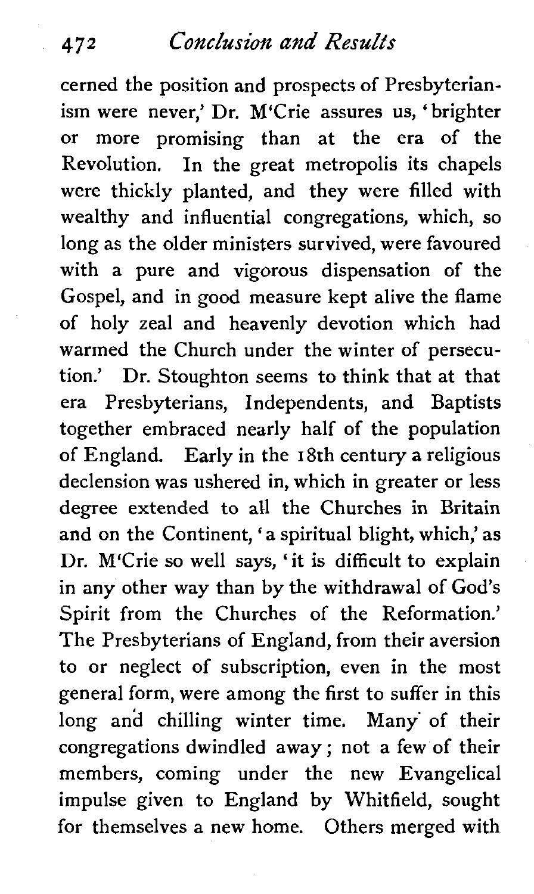cerned the position and prospects of Presbyterianism were never,' Dr. M'Crie assures us, 'brighter or more promising than at the era of the Revolution. In the great metropolis its chapels were thickly planted, and they were filled with wealthy and influential congregations, which, so long as the older ministers survived, were favoured with a pure and vigorous dispensation of the Gospel, and in good measure kept alive the flame of holy zeal and heavenly devotion which had warmed the Church under the winter of persecution.' Dr. Stoughton seems to think that at that era Presbyterians, Independents, and Baptists together embraced nearly half of the population of England. Early in the 18th century a religious declension was ushered in, which in greater or less degree extended to all the Churches in Britain and on the Continent, 'a spiritual blight, which,' as Dr. M'Crie so well says, 'it is difficult to explain in any other way than by the withdrawal of God's Spirit from the Churches of the Reformation.' The Presbyterians of England, from their aversion to or neglect of subscription, even in the most general form, were among the first to suffer in this long and chilling winter time. Many of their congregations dwindled away; not a few of their members, coming under the new Evangelical impulse given to England by Whitfield, sought for themselves a new home. Others merged with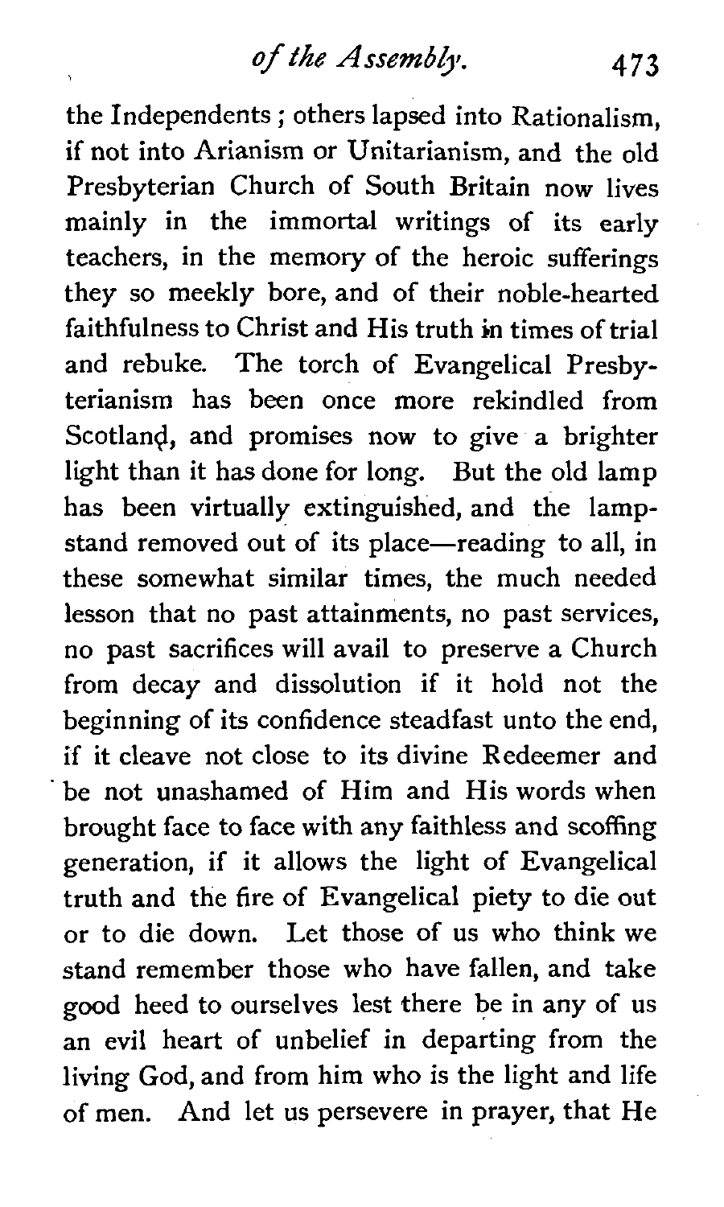the Independents; others lapsed into Rationalism, if not into Arianism or Unitarianism, and the old Presbyterian Church of South Britain now lives mainly in the immortal writings of its early teachers, in the memory of the heroic sufferings they so meekly bore, and of their noble-hearted faithfulness to Christ and His truth in times of trial and rebuke. The torch of Evangelical Presbyterianism has been once more rekindled from Scotland, and promises now to give a brighter light than it has done for long. But the old lamp has been virtually extinguished, and the lamp-stand removed out of its place—reading to all, in these somewhat similar times, the much needed lesson that no past attainments, no past services, no past sacrifices will avail to preserve a Church from decay and dissolution if it hold not the beginning of its confidence steadfast unto the end, if it cleave not close to its divine Redeemer and be not unashamed of Him and His words when brought face to face with any faithless and scoffing generation, if it allows the light of Evangelical truth and the fire of Evangelical piety to die out or to die down. Let those of us who think we stand remember those who have fallen, and take good heed to ourselves lest there be in any of us an evil heart of unbelief in departing from the living God, and from him who is the light and life of men. And let us persevere in prayer, that He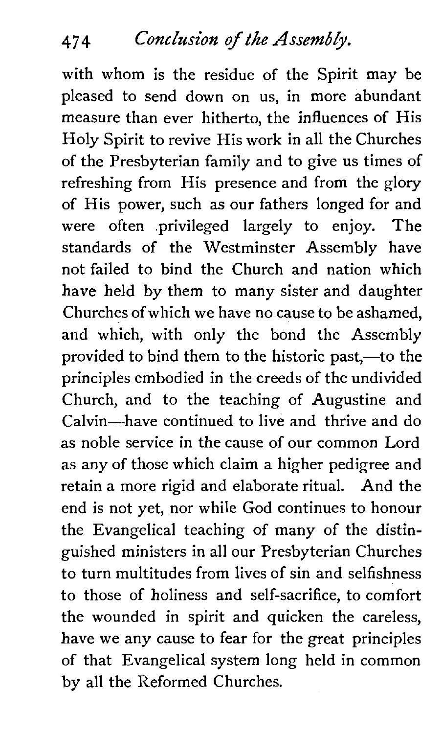with whom is the residue of the Spirit may be pleased to send down on us, in more abundant measure than ever hitherto, the influences of His Holy Spirit to revive His work in all the Churches of the Presbyterian family and to give us times of refreshing from His presence and from the glory of His power, such as our fathers longed for and were often privileged largely to enjoy. The standards of the Westminster Assembly have not failed to bind the Church and nation which have held by them to many sister and daughter Churches of which we have no cause to be ashamed, and which, with only the bond the Assembly provided to bind them to the historic past,—to the principles embodied in the creeds of the undivided Church, and to the teaching of Augustine and Calvin—have continued to live and thrive and do as noble service in the cause of our common Lord as any of those which claim a higher pedigree and retain a more rigid and elaborate ritual. And the end is not yet, nor while God continues to honour the Evangelical teaching of many of the distinguished ministers in all our Presbyterian Churches to turn multitudes from lives of sin and selfishness to those of holiness and self-sacrifice, to comfort the wounded in spirit and quicken the careless, have we any cause to fear for the great principles of that Evangelical system long held in common by all the Reformed Churches.